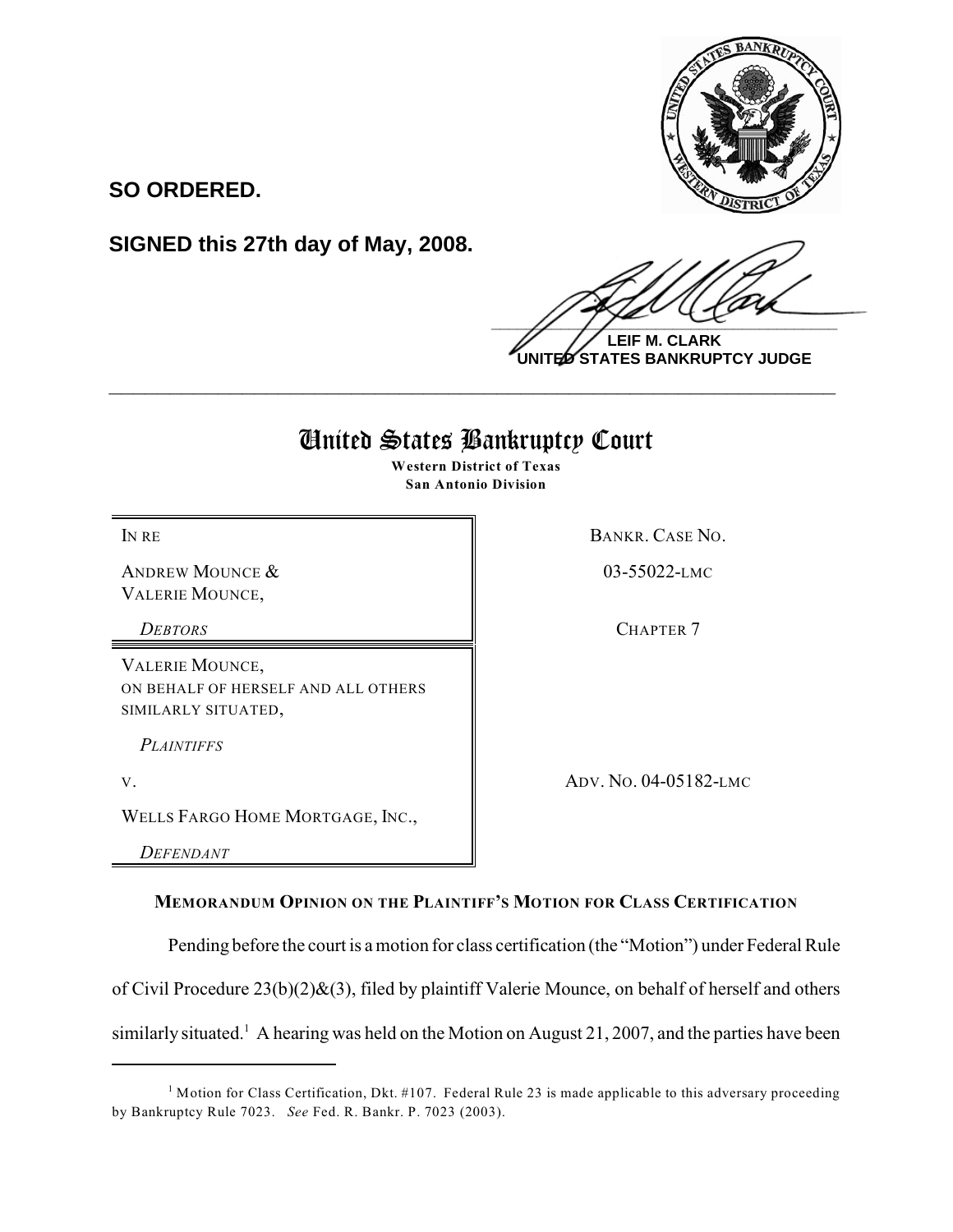**SO ORDERED.**

**SIGNED this 27th day of May, 2008.**

**LEIF M. CLARK**
**UNITED STATES BANKRUPTCY JUDGE**

---

# United States Bankruptcy Court

**Western District of Texas**
**San Antonio Division**

| | |
|---|---|
| IN RE | BANKR. CASE NO. |
| ANDREW MOUNCE & VALERIE MOUNCE, | 03-55022-LMC |
| *DEBTORS* | CHAPTER 7 |
| VALERIE MOUNCE, ON BEHALF OF HERSELF AND ALL OTHERS SIMILARLY SITUATED, | |
| *PLAINTIFFS* | |
| V. | ADV. NO. 04-05182-LMC |
| WELLS FARGO HOME MORTGAGE, INC., | |
| *DEFENDANT* | |

### MEMORANDUM OPINION ON THE PLAINTIFF'S MOTION FOR CLASS CERTIFICATION

Pending before the court is a motion for class certification (the "Motion") under Federal Rule of Civil Procedure 23(b)(2)&(3), filed by plaintiff Valerie Mounce, on behalf of herself and others similarly situated.[1] A hearing was held on the Motion on August 21, 2007, and the parties have been

---

[1] Motion for Class Certification, Dkt. #107. Federal Rule 23 is made applicable to this adversary proceeding by Bankruptcy Rule 7023. *See* Fed. R. Bankr. P. 7023 (2003).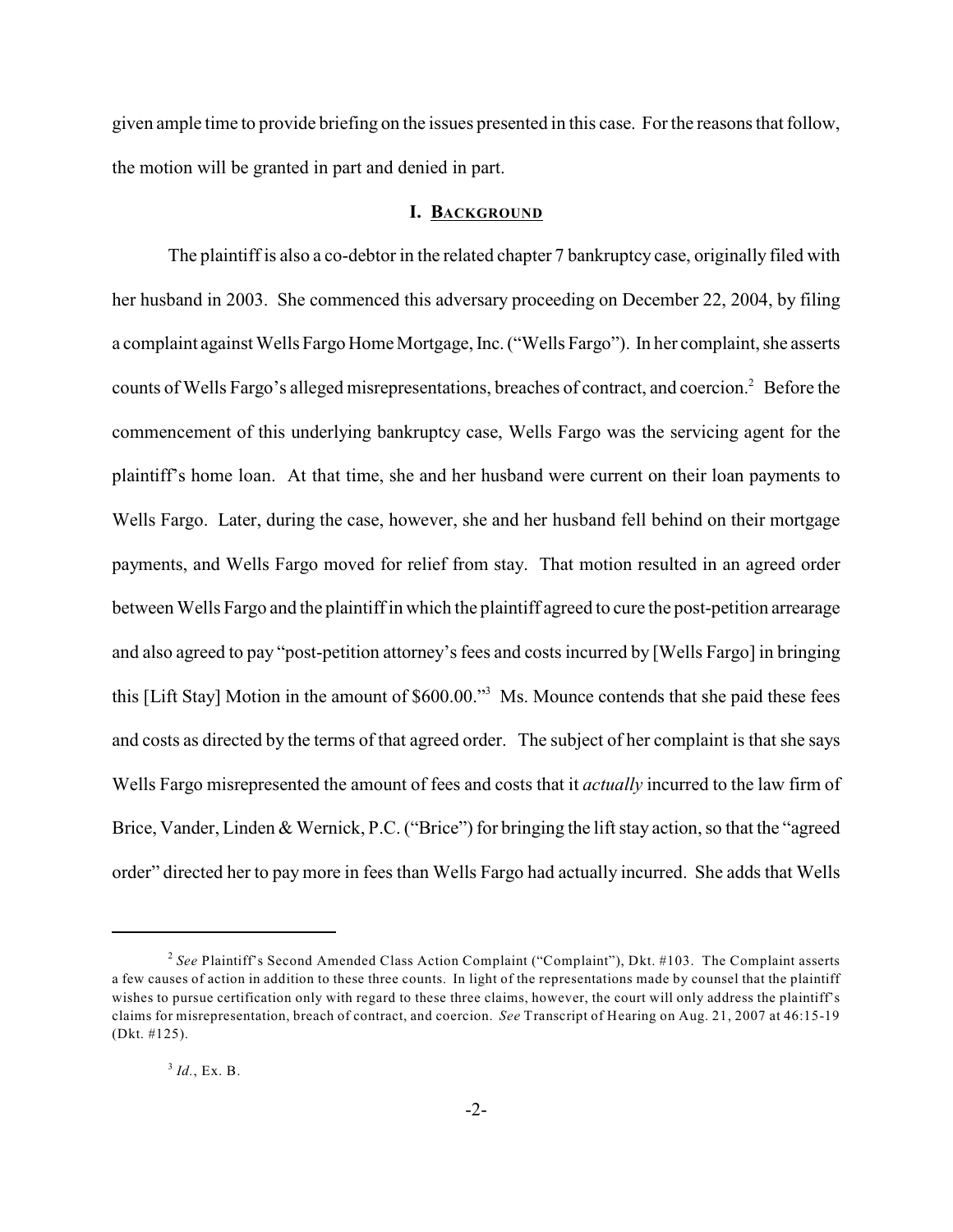given ample time to provide briefing on the issues presented in this case. For the reasons that follow, the motion will be granted in part and denied in part.

## I. BACKGROUND

The plaintiff is also a co-debtor in the related chapter 7 bankruptcy case, originally filed with her husband in 2003. She commenced this adversary proceeding on December 22, 2004, by filing a complaint against Wells Fargo Home Mortgage, Inc. ("Wells Fargo"). In her complaint, she asserts counts of Wells Fargo's alleged misrepresentations, breaches of contract, and coercion.[2] Before the commencement of this underlying bankruptcy case, Wells Fargo was the servicing agent for the plaintiff's home loan. At that time, she and her husband were current on their loan payments to Wells Fargo. Later, during the case, however, she and her husband fell behind on their mortgage payments, and Wells Fargo moved for relief from stay. That motion resulted in an agreed order between Wells Fargo and the plaintiff in which the plaintiff agreed to cure the post-petition arrearage and also agreed to pay "post-petition attorney's fees and costs incurred by [Wells Fargo] in bringing this [Lift Stay] Motion in the amount of $600.00."[3] Ms. Mounce contends that she paid these fees and costs as directed by the terms of that agreed order. The subject of her complaint is that she says Wells Fargo misrepresented the amount of fees and costs that it *actually* incurred to the law firm of Brice, Vander, Linden & Wernick, P.C. ("Brice") for bringing the lift stay action, so that the "agreed order" directed her to pay more in fees than Wells Fargo had actually incurred. She adds that Wells

---

[2] *See* Plaintiff's Second Amended Class Action Complaint ("Complaint"), Dkt. #103. The Complaint asserts a few causes of action in addition to these three counts. In light of the representations made by counsel that the plaintiff wishes to pursue certification only with regard to these three claims, however, the court will only address the plaintiff's claims for misrepresentation, breach of contract, and coercion. *See* Transcript of Hearing on Aug. 21, 2007 at 46:15-19 (Dkt. #125).

[3] *Id.*, Ex. B.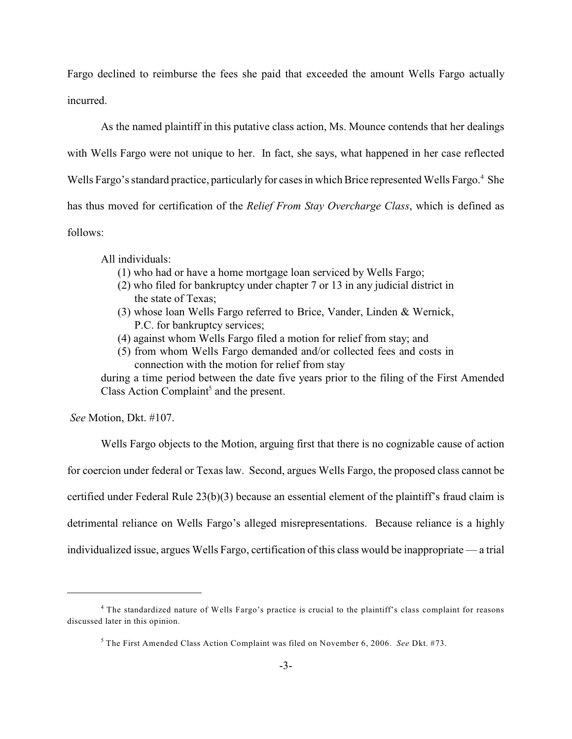Fargo declined to reimburse the fees she paid that exceeded the amount Wells Fargo actually incurred.

As the named plaintiff in this putative class action, Ms. Mounce contends that her dealings with Wells Fargo were not unique to her. In fact, she says, what happened in her case reflected Wells Fargo's standard practice, particularly for cases in which Brice represented Wells Fargo.[4] She has thus moved for certification of the *Relief From Stay Overcharge Class*, which is defined as follows:

> All individuals:
> (1) who had or have a home mortgage loan serviced by Wells Fargo;
> (2) who filed for bankruptcy under chapter 7 or 13 in any judicial district in the state of Texas;
> (3) whose loan Wells Fargo referred to Brice, Vander, Linden & Wernick, P.C. for bankruptcy services;
> (4) against whom Wells Fargo filed a motion for relief from stay; and
> (5) from whom Wells Fargo demanded and/or collected fees and costs in connection with the motion for relief from stay
>
> during a time period between the date five years prior to the filing of the First Amended Class Action Complaint[5] and the present.

*See* Motion, Dkt. #107.

Wells Fargo objects to the Motion, arguing first that there is no cognizable cause of action for coercion under federal or Texas law. Second, argues Wells Fargo, the proposed class cannot be certified under Federal Rule 23(b)(3) because an essential element of the plaintiff's fraud claim is detrimental reliance on Wells Fargo's alleged misrepresentations. Because reliance is a highly individualized issue, argues Wells Fargo, certification of this class would be inappropriate — a trial

---

[4] The standardized nature of Wells Fargo's practice is crucial to the plaintiff's class complaint for reasons discussed later in this opinion.

[5] The First Amended Class Action Complaint was filed on November 6, 2006. *See* Dkt. #73.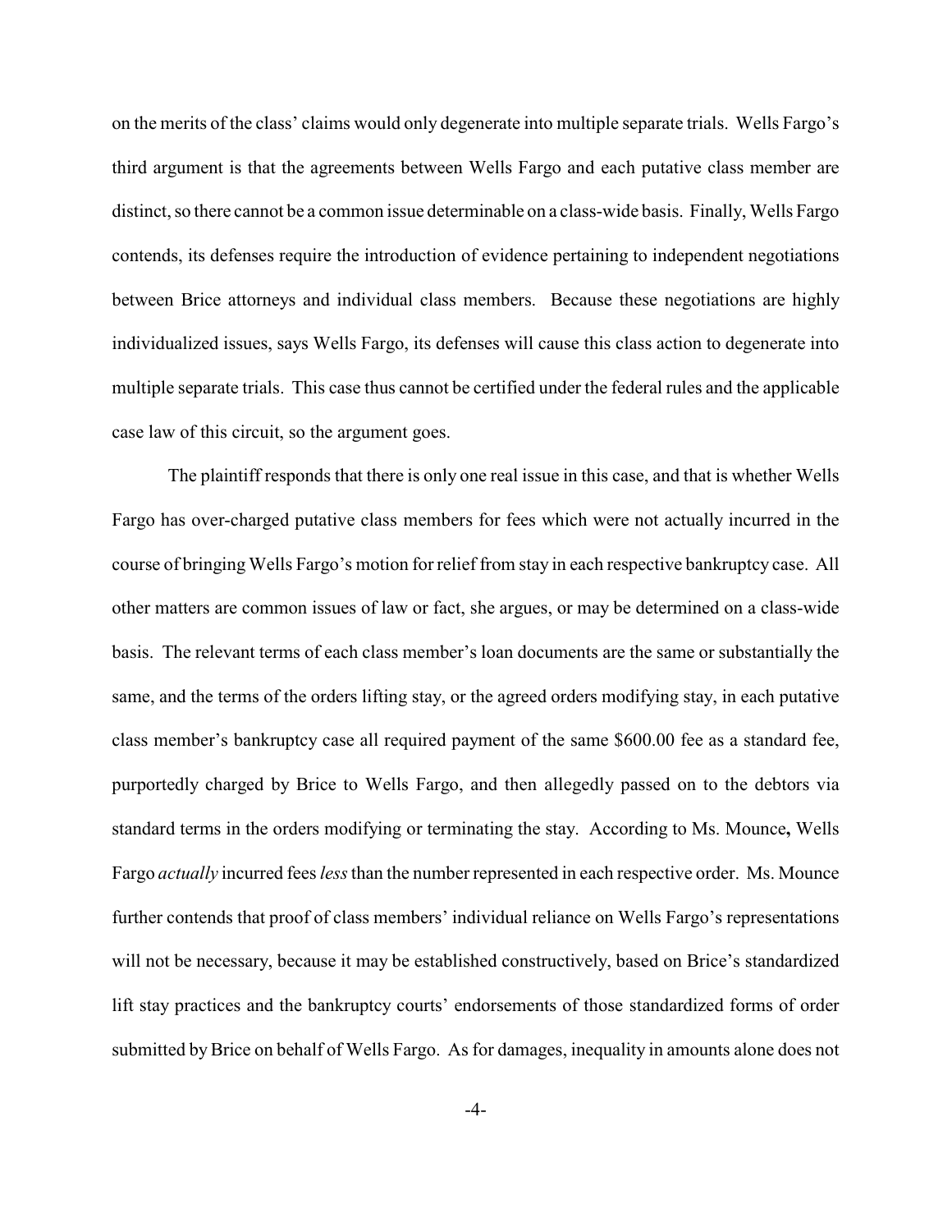on the merits of the class' claims would only degenerate into multiple separate trials. Wells Fargo's third argument is that the agreements between Wells Fargo and each putative class member are distinct, so there cannot be a common issue determinable on a class-wide basis. Finally, Wells Fargo contends, its defenses require the introduction of evidence pertaining to independent negotiations between Brice attorneys and individual class members. Because these negotiations are highly individualized issues, says Wells Fargo, its defenses will cause this class action to degenerate into multiple separate trials. This case thus cannot be certified under the federal rules and the applicable case law of this circuit, so the argument goes.

The plaintiff responds that there is only one real issue in this case, and that is whether Wells Fargo has over-charged putative class members for fees which were not actually incurred in the course of bringing Wells Fargo's motion for relief from stay in each respective bankruptcy case. All other matters are common issues of law or fact, she argues, or may be determined on a class-wide basis. The relevant terms of each class member's loan documents are the same or substantially the same, and the terms of the orders lifting stay, or the agreed orders modifying stay, in each putative class member's bankruptcy case all required payment of the same $600.00 fee as a standard fee, purportedly charged by Brice to Wells Fargo, and then allegedly passed on to the debtors via standard terms in the orders modifying or terminating the stay. According to Ms. Mounce**,** Wells Fargo *actually* incurred fees *less* than the number represented in each respective order. Ms. Mounce further contends that proof of class members' individual reliance on Wells Fargo's representations will not be necessary, because it may be established constructively, based on Brice's standardized lift stay practices and the bankruptcy courts' endorsements of those standardized forms of order submitted by Brice on behalf of Wells Fargo. As for damages, inequality in amounts alone does not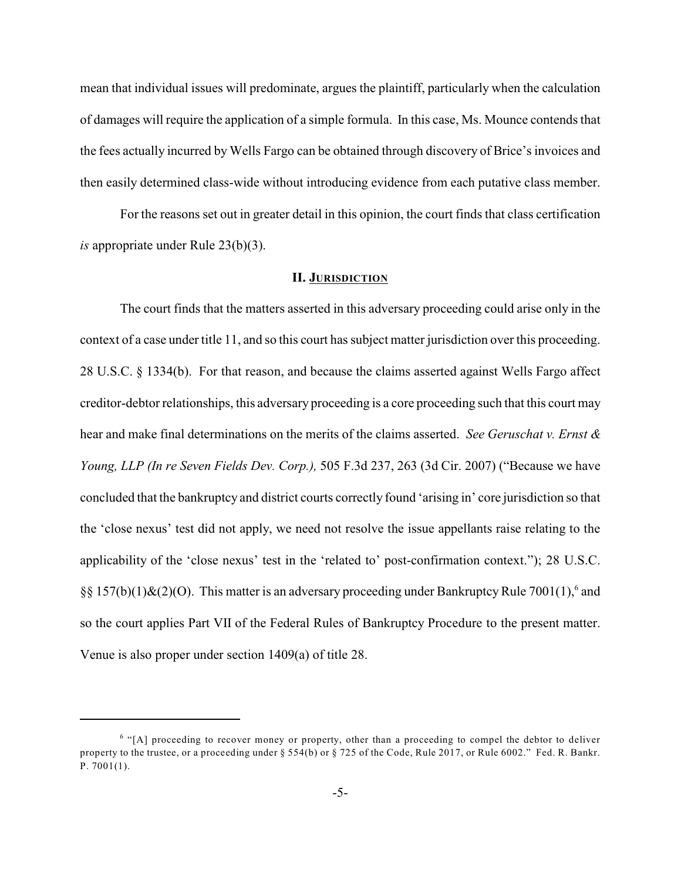mean that individual issues will predominate, argues the plaintiff, particularly when the calculation of damages will require the application of a simple formula. In this case, Ms. Mounce contends that the fees actually incurred by Wells Fargo can be obtained through discovery of Brice's invoices and then easily determined class-wide without introducing evidence from each putative class member.

For the reasons set out in greater detail in this opinion, the court finds that class certification *is* appropriate under Rule 23(b)(3).

## II. JURISDICTION

The court finds that the matters asserted in this adversary proceeding could arise only in the context of a case under title 11, and so this court has subject matter jurisdiction over this proceeding. 28 U.S.C. § 1334(b). For that reason, and because the claims asserted against Wells Fargo affect creditor-debtor relationships, this adversary proceeding is a core proceeding such that this court may hear and make final determinations on the merits of the claims asserted. *See Geruschat v. Ernst & Young, LLP (In re Seven Fields Dev. Corp.),* 505 F.3d 237, 263 (3d Cir. 2007) ("Because we have concluded that the bankruptcy and district courts correctly found 'arising in' core jurisdiction so that the 'close nexus' test did not apply, we need not resolve the issue appellants raise relating to the applicability of the 'close nexus' test in the 'related to' post-confirmation context."); 28 U.S.C. §§ 157(b)(1)&(2)(O). This matter is an adversary proceeding under Bankruptcy Rule 7001(1),[6] and so the court applies Part VII of the Federal Rules of Bankruptcy Procedure to the present matter. Venue is also proper under section 1409(a) of title 28.

---

[6] "[A] proceeding to recover money or property, other than a proceeding to compel the debtor to deliver property to the trustee, or a proceeding under § 554(b) or § 725 of the Code, Rule 2017, or Rule 6002." Fed. R. Bankr. P. 7001(1).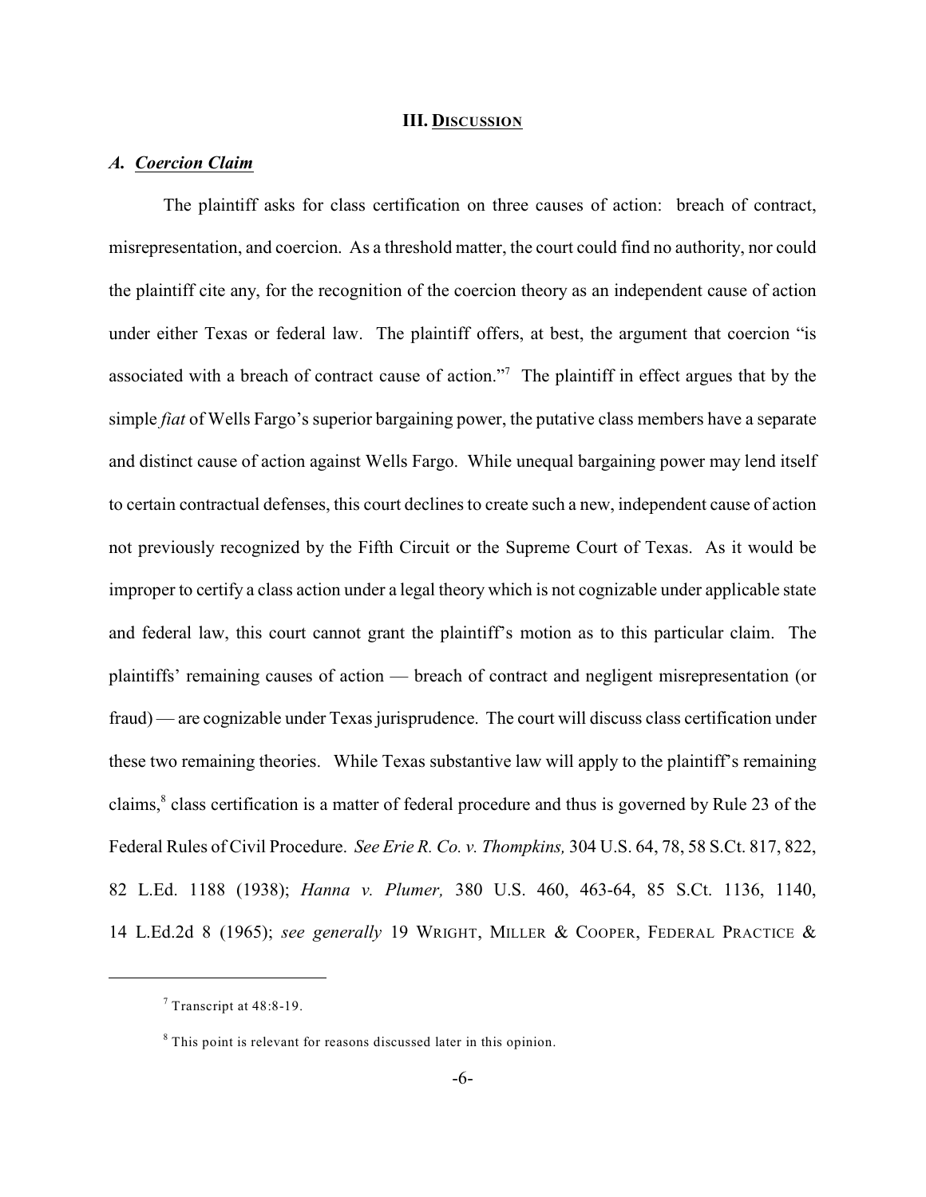## III. Discussion

### *A. Coercion Claim*

The plaintiff asks for class certification on three causes of action: breach of contract, misrepresentation, and coercion. As a threshold matter, the court could find no authority, nor could the plaintiff cite any, for the recognition of the coercion theory as an independent cause of action under either Texas or federal law. The plaintiff offers, at best, the argument that coercion "is associated with a breach of contract cause of action."[7] The plaintiff in effect argues that by the simple *fiat* of Wells Fargo's superior bargaining power, the putative class members have a separate and distinct cause of action against Wells Fargo. While unequal bargaining power may lend itself to certain contractual defenses, this court declines to create such a new, independent cause of action not previously recognized by the Fifth Circuit or the Supreme Court of Texas. As it would be improper to certify a class action under a legal theory which is not cognizable under applicable state and federal law, this court cannot grant the plaintiff's motion as to this particular claim. The plaintiffs' remaining causes of action — breach of contract and negligent misrepresentation (or fraud) — are cognizable under Texas jurisprudence. The court will discuss class certification under these two remaining theories. While Texas substantive law will apply to the plaintiff's remaining claims,[8] class certification is a matter of federal procedure and thus is governed by Rule 23 of the Federal Rules of Civil Procedure. *See Erie R. Co. v. Thompkins,* 304 U.S. 64, 78, 58 S.Ct. 817, 822, 82 L.Ed. 1188 (1938); *Hanna v. Plumer,* 380 U.S. 460, 463-64, 85 S.Ct. 1136, 1140, 14 L.Ed.2d 8 (1965); *see generally* 19 Wright, Miller & Cooper, Federal Practice &

---

[7] Transcript at 48:8-19.

[8] This point is relevant for reasons discussed later in this opinion.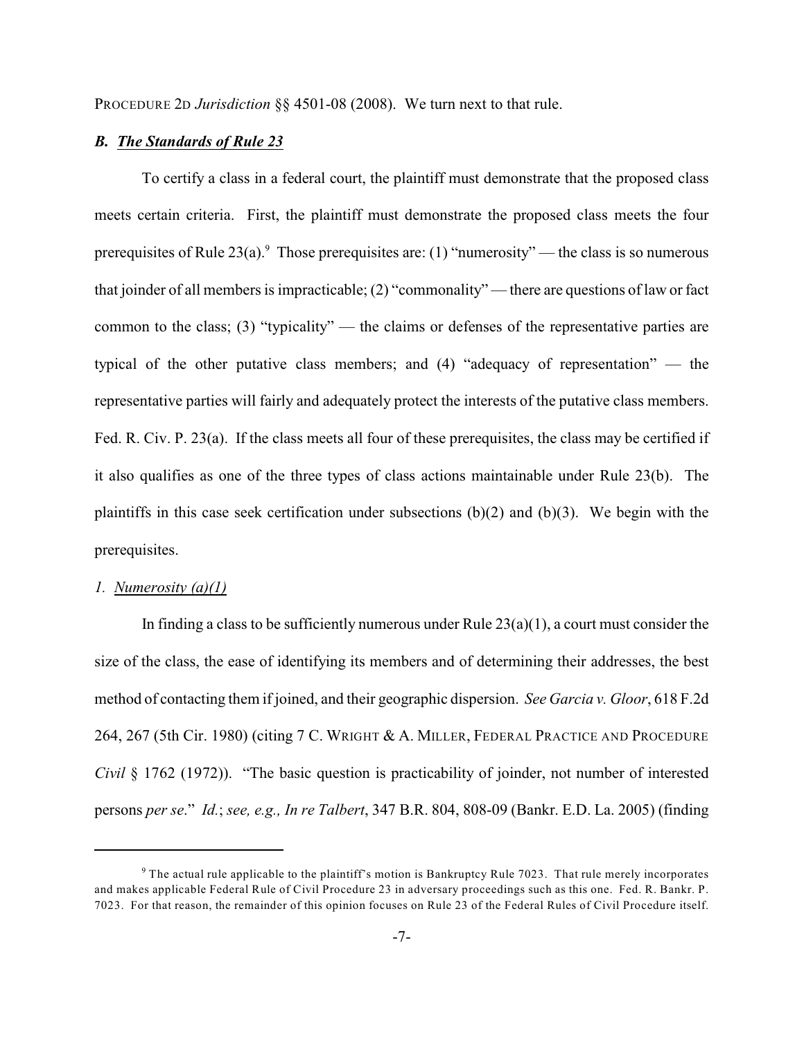PROCEDURE 2D *Jurisdiction* §§ 4501-08 (2008). We turn next to that rule.

### *B. The Standards of Rule 23*

To certify a class in a federal court, the plaintiff must demonstrate that the proposed class meets certain criteria. First, the plaintiff must demonstrate the proposed class meets the four prerequisites of Rule 23(a).[9] Those prerequisites are: (1) "numerosity" — the class is so numerous that joinder of all members is impracticable; (2) "commonality" — there are questions of law or fact common to the class; (3) "typicality" — the claims or defenses of the representative parties are typical of the other putative class members; and (4) "adequacy of representation" — the representative parties will fairly and adequately protect the interests of the putative class members. Fed. R. Civ. P. 23(a). If the class meets all four of these prerequisites, the class may be certified if it also qualifies as one of the three types of class actions maintainable under Rule 23(b). The plaintiffs in this case seek certification under subsections (b)(2) and (b)(3). We begin with the prerequisites.

#### *1. Numerosity (a)(1)*

In finding a class to be sufficiently numerous under Rule 23(a)(1), a court must consider the size of the class, the ease of identifying its members and of determining their addresses, the best method of contacting them if joined, and their geographic dispersion. *See Garcia v. Gloor*, 618 F.2d 264, 267 (5th Cir. 1980) (citing 7 C. WRIGHT & A. MILLER, FEDERAL PRACTICE AND PROCEDURE *Civil* § 1762 (1972)). "The basic question is practicability of joinder, not number of interested persons *per se*." *Id.*; *see, e.g., In re Talbert*, 347 B.R. 804, 808-09 (Bankr. E.D. La. 2005) (finding

---

[9] The actual rule applicable to the plaintiff's motion is Bankruptcy Rule 7023. That rule merely incorporates and makes applicable Federal Rule of Civil Procedure 23 in adversary proceedings such as this one. Fed. R. Bankr. P. 7023. For that reason, the remainder of this opinion focuses on Rule 23 of the Federal Rules of Civil Procedure itself.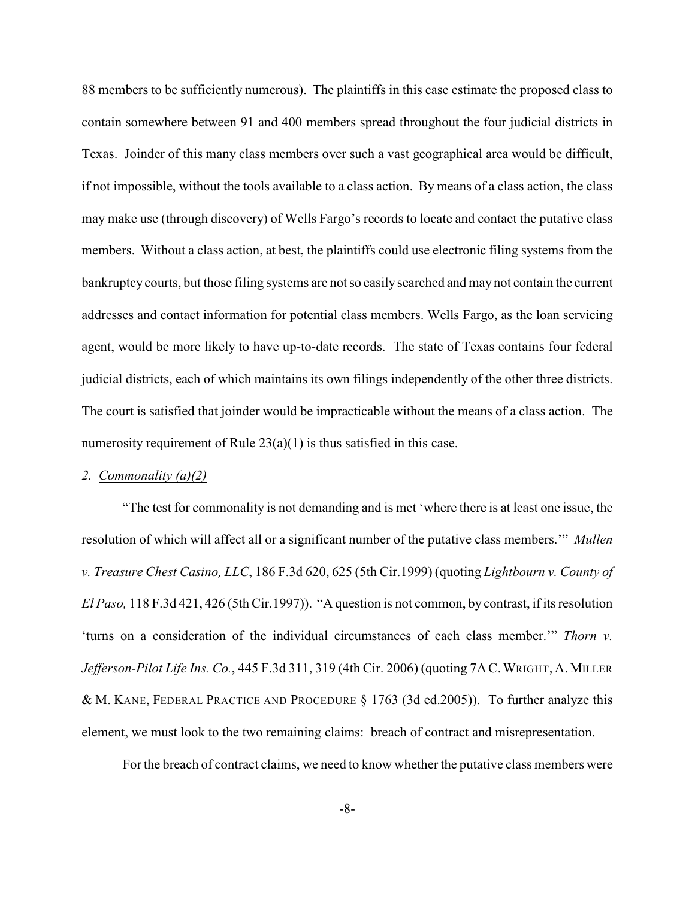88 members to be sufficiently numerous). The plaintiffs in this case estimate the proposed class to contain somewhere between 91 and 400 members spread throughout the four judicial districts in Texas. Joinder of this many class members over such a vast geographical area would be difficult, if not impossible, without the tools available to a class action. By means of a class action, the class may make use (through discovery) of Wells Fargo's records to locate and contact the putative class members. Without a class action, at best, the plaintiffs could use electronic filing systems from the bankruptcy courts, but those filing systems are not so easily searched and may not contain the current addresses and contact information for potential class members. Wells Fargo, as the loan servicing agent, would be more likely to have up-to-date records. The state of Texas contains four federal judicial districts, each of which maintains its own filings independently of the other three districts. The court is satisfied that joinder would be impracticable without the means of a class action. The numerosity requirement of Rule 23(a)(1) is thus satisfied in this case.

*2. Commonality (a)(2)*

"The test for commonality is not demanding and is met 'where there is at least one issue, the resolution of which will affect all or a significant number of the putative class members.'" *Mullen v. Treasure Chest Casino, LLC*, 186 F.3d 620, 625 (5th Cir.1999) (quoting *Lightbourn v. County of El Paso,* 118 F.3d 421, 426 (5th Cir.1997)). "A question is not common, by contrast, if its resolution 'turns on a consideration of the individual circumstances of each class member.'" *Thorn v. Jefferson-Pilot Life Ins. Co.*, 445 F.3d 311, 319 (4th Cir. 2006) (quoting 7A C. WRIGHT, A. MILLER & M. KANE, FEDERAL PRACTICE AND PROCEDURE § 1763 (3d ed.2005)). To further analyze this element, we must look to the two remaining claims: breach of contract and misrepresentation.

For the breach of contract claims, we need to know whether the putative class members were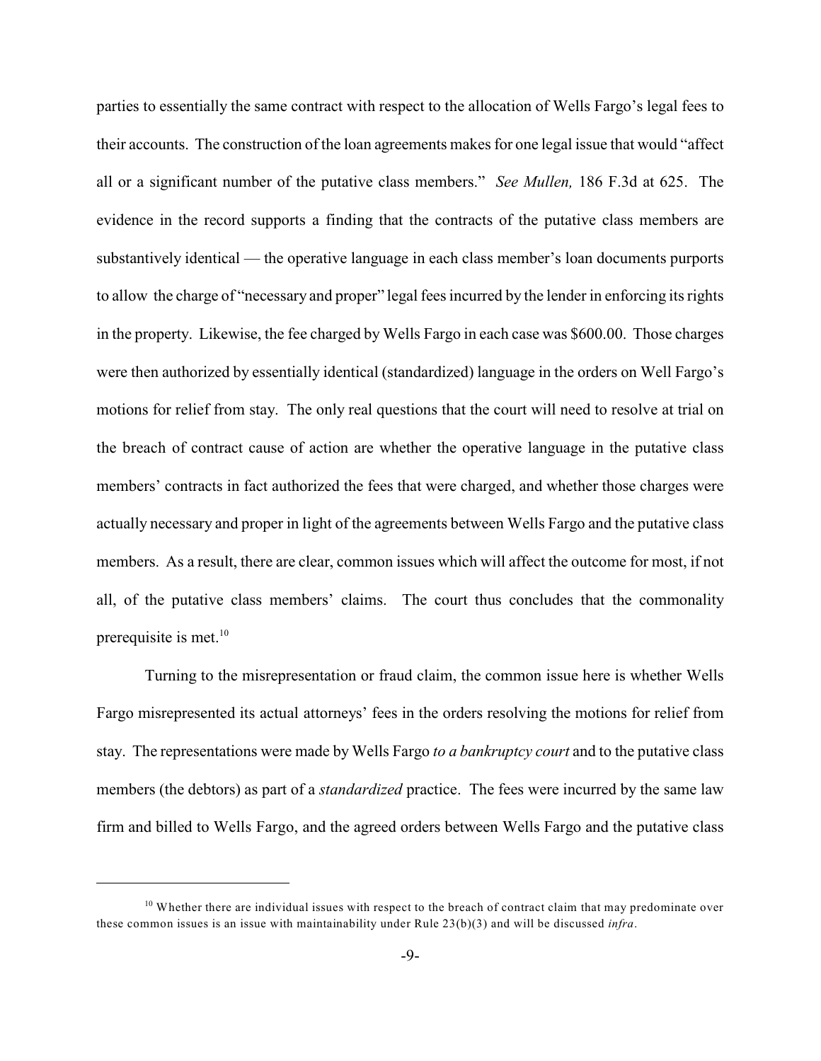parties to essentially the same contract with respect to the allocation of Wells Fargo's legal fees to their accounts. The construction of the loan agreements makes for one legal issue that would "affect all or a significant number of the putative class members." *See Mullen,* 186 F.3d at 625. The evidence in the record supports a finding that the contracts of the putative class members are substantively identical — the operative language in each class member's loan documents purports to allow the charge of "necessary and proper" legal fees incurred by the lender in enforcing its rights in the property. Likewise, the fee charged by Wells Fargo in each case was $600.00. Those charges were then authorized by essentially identical (standardized) language in the orders on Well Fargo's motions for relief from stay. The only real questions that the court will need to resolve at trial on the breach of contract cause of action are whether the operative language in the putative class members' contracts in fact authorized the fees that were charged, and whether those charges were actually necessary and proper in light of the agreements between Wells Fargo and the putative class members. As a result, there are clear, common issues which will affect the outcome for most, if not all, of the putative class members' claims. The court thus concludes that the commonality prerequisite is met.[10]

Turning to the misrepresentation or fraud claim, the common issue here is whether Wells Fargo misrepresented its actual attorneys' fees in the orders resolving the motions for relief from stay. The representations were made by Wells Fargo *to a bankruptcy court* and to the putative class members (the debtors) as part of a *standardized* practice. The fees were incurred by the same law firm and billed to Wells Fargo, and the agreed orders between Wells Fargo and the putative class

---

[10] Whether there are individual issues with respect to the breach of contract claim that may predominate over these common issues is an issue with maintainability under Rule 23(b)(3) and will be discussed *infra*.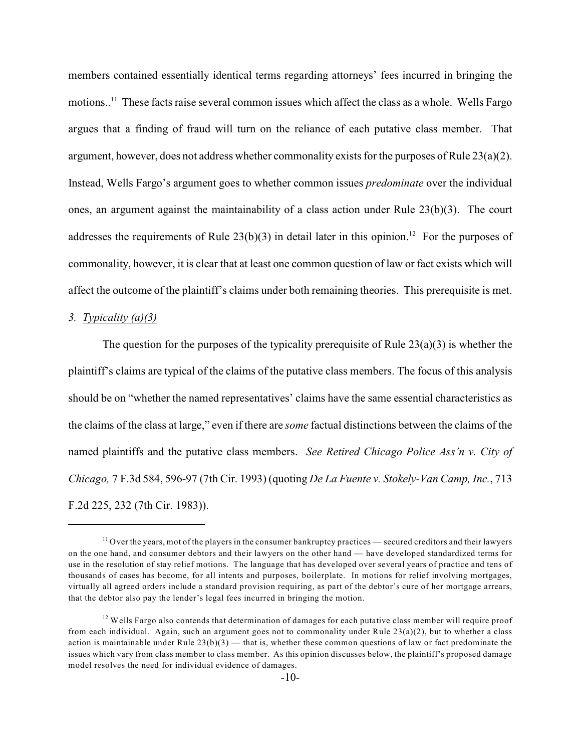members contained essentially identical terms regarding attorneys' fees incurred in bringing the motions..[11] These facts raise several common issues which affect the class as a whole. Wells Fargo argues that a finding of fraud will turn on the reliance of each putative class member. That argument, however, does not address whether commonality exists for the purposes of Rule 23(a)(2). Instead, Wells Fargo's argument goes to whether common issues *predominate* over the individual ones, an argument against the maintainability of a class action under Rule 23(b)(3). The court addresses the requirements of Rule 23(b)(3) in detail later in this opinion.[12] For the purposes of commonality, however, it is clear that at least one common question of law or fact exists which will affect the outcome of the plaintiff's claims under both remaining theories. This prerequisite is met.

*3. Typicality (a)(3)*

The question for the purposes of the typicality prerequisite of Rule 23(a)(3) is whether the plaintiff's claims are typical of the claims of the putative class members. The focus of this analysis should be on "whether the named representatives' claims have the same essential characteristics as the claims of the class at large," even if there are *some* factual distinctions between the claims of the named plaintiffs and the putative class members. *See Retired Chicago Police Ass'n v. City of Chicago,* 7 F.3d 584, 596-97 (7th Cir. 1993) (quoting *De La Fuente v. Stokely-Van Camp, Inc.*, 713 F.2d 225, 232 (7th Cir. 1983)).

---

[11] Over the years, mot of the players in the consumer bankruptcy practices — secured creditors and their lawyers on the one hand, and consumer debtors and their lawyers on the other hand — have developed standardized terms for use in the resolution of stay relief motions. The language that has developed over several years of practice and tens of thousands of cases has become, for all intents and purposes, boilerplate. In motions for relief involving mortgages, virtually all agreed orders include a standard provision requiring, as part of the debtor's cure of her mortgage arrears, that the debtor also pay the lender's legal fees incurred in bringing the motion.

[12] Wells Fargo also contends that determination of damages for each putative class member will require proof from each individual. Again, such an argument goes not to commonality under Rule 23(a)(2), but to whether a class action is maintainable under Rule 23(b)(3) — that is, whether these common questions of law or fact predominate the issues which vary from class member to class member. As this opinion discusses below, the plaintiff's proposed damage model resolves the need for individual evidence of damages.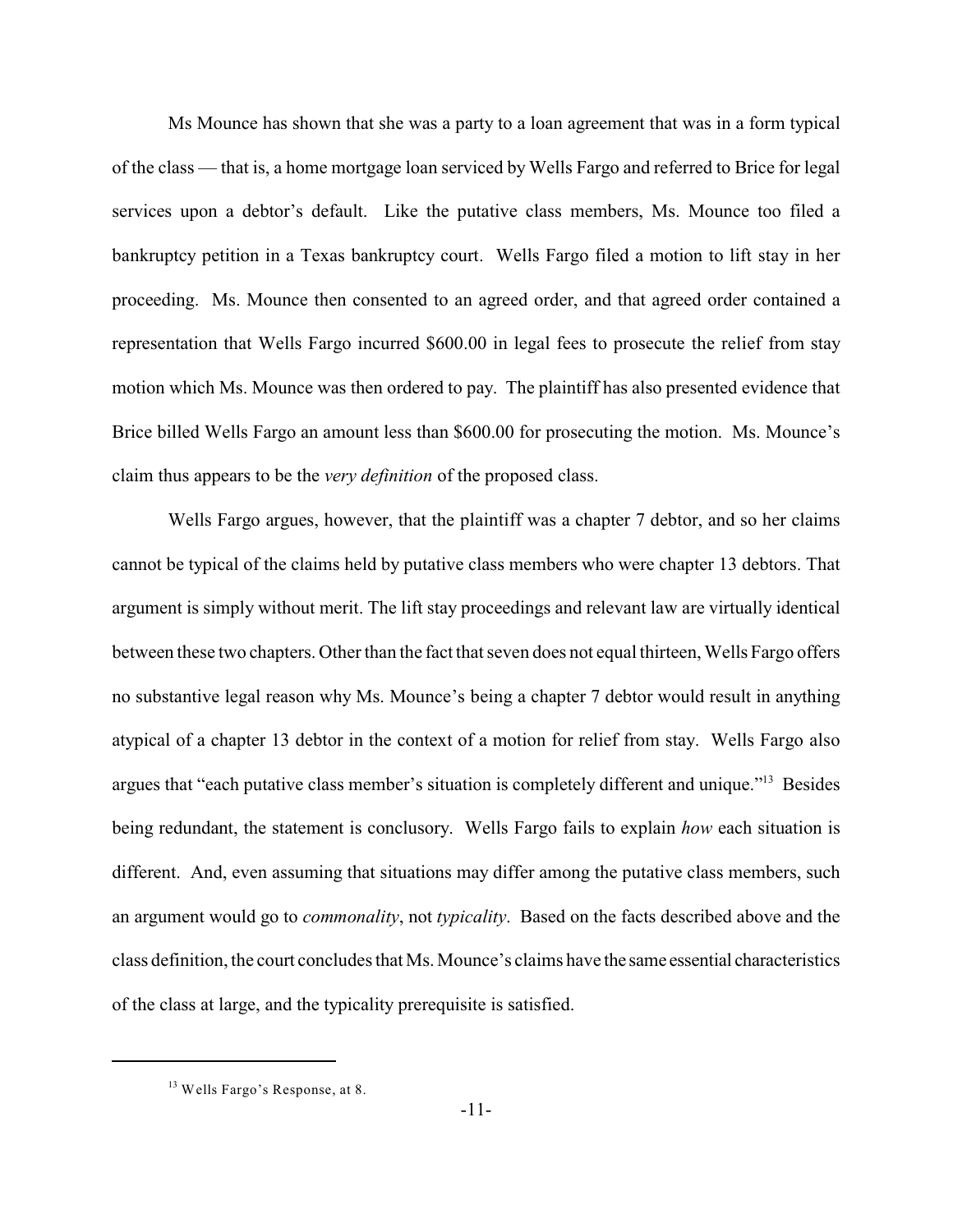Ms Mounce has shown that she was a party to a loan agreement that was in a form typical of the class — that is, a home mortgage loan serviced by Wells Fargo and referred to Brice for legal services upon a debtor's default. Like the putative class members, Ms. Mounce too filed a bankruptcy petition in a Texas bankruptcy court. Wells Fargo filed a motion to lift stay in her proceeding. Ms. Mounce then consented to an agreed order, and that agreed order contained a representation that Wells Fargo incurred $600.00 in legal fees to prosecute the relief from stay motion which Ms. Mounce was then ordered to pay. The plaintiff has also presented evidence that Brice billed Wells Fargo an amount less than $600.00 for prosecuting the motion. Ms. Mounce's claim thus appears to be the *very definition* of the proposed class.

Wells Fargo argues, however, that the plaintiff was a chapter 7 debtor, and so her claims cannot be typical of the claims held by putative class members who were chapter 13 debtors. That argument is simply without merit. The lift stay proceedings and relevant law are virtually identical between these two chapters. Other than the fact that seven does not equal thirteen, Wells Fargo offers no substantive legal reason why Ms. Mounce's being a chapter 7 debtor would result in anything atypical of a chapter 13 debtor in the context of a motion for relief from stay. Wells Fargo also argues that "each putative class member's situation is completely different and unique."[13] Besides being redundant, the statement is conclusory. Wells Fargo fails to explain *how* each situation is different. And, even assuming that situations may differ among the putative class members, such an argument would go to *commonality*, not *typicality*. Based on the facts described above and the class definition, the court concludes that Ms. Mounce's claims have the same essential characteristics of the class at large, and the typicality prerequisite is satisfied.

[13] Wells Fargo's Response, at 8.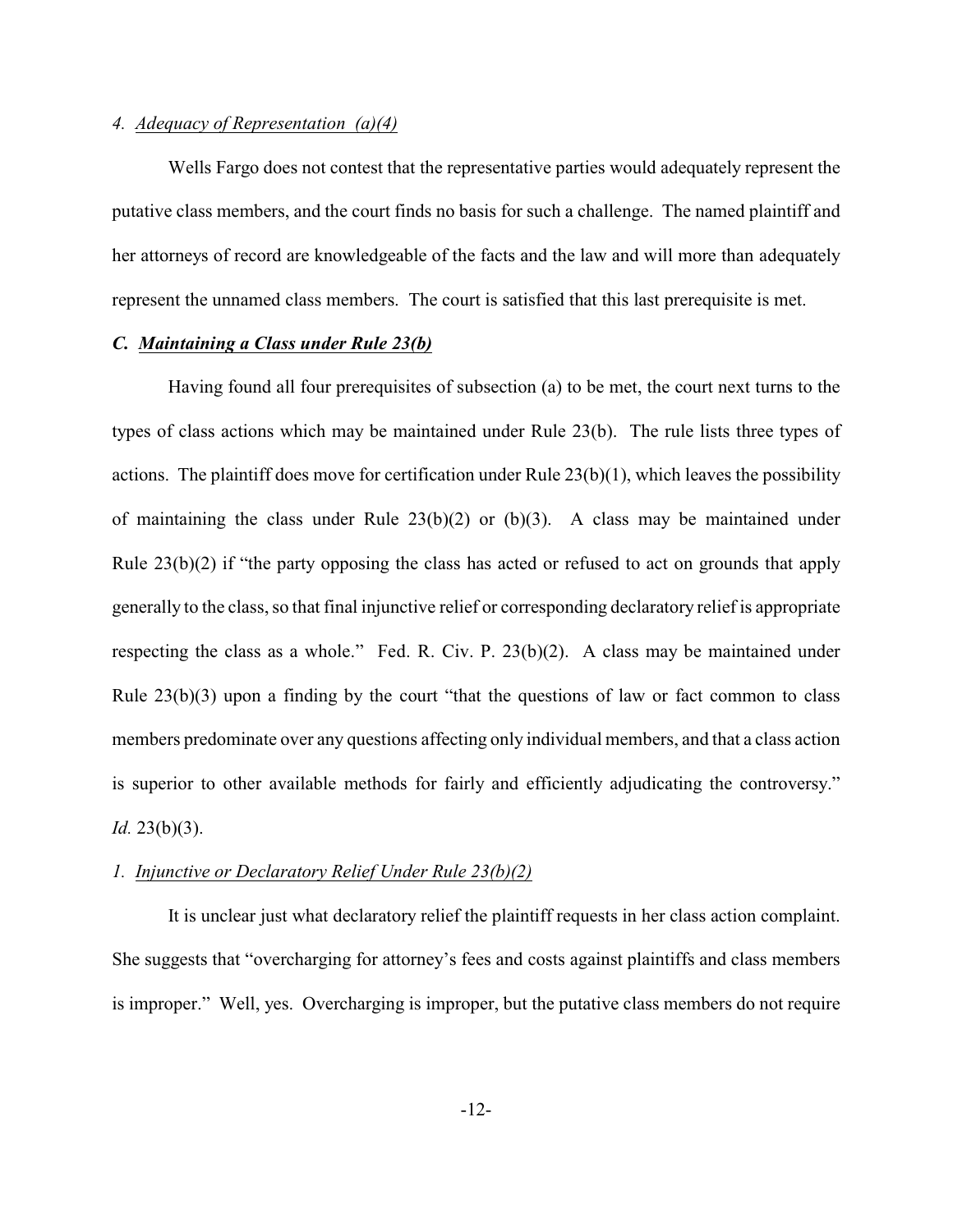*4. Adequacy of Representation (a)(4)*

Wells Fargo does not contest that the representative parties would adequately represent the putative class members, and the court finds no basis for such a challenge. The named plaintiff and her attorneys of record are knowledgeable of the facts and the law and will more than adequately represent the unnamed class members. The court is satisfied that this last prerequisite is met.

### *C. Maintaining a Class under Rule 23(b)*

Having found all four prerequisites of subsection (a) to be met, the court next turns to the types of class actions which may be maintained under Rule 23(b). The rule lists three types of actions. The plaintiff does move for certification under Rule 23(b)(1), which leaves the possibility of maintaining the class under Rule 23(b)(2) or (b)(3). A class may be maintained under Rule 23(b)(2) if "the party opposing the class has acted or refused to act on grounds that apply generally to the class, so that final injunctive relief or corresponding declaratory relief is appropriate respecting the class as a whole." Fed. R. Civ. P. 23(b)(2). A class may be maintained under Rule 23(b)(3) upon a finding by the court "that the questions of law or fact common to class members predominate over any questions affecting only individual members, and that a class action is superior to other available methods for fairly and efficiently adjudicating the controversy." *Id.* 23(b)(3).

*1. Injunctive or Declaratory Relief Under Rule 23(b)(2)*

It is unclear just what declaratory relief the plaintiff requests in her class action complaint. She suggests that "overcharging for attorney's fees and costs against plaintiffs and class members is improper." Well, yes. Overcharging is improper, but the putative class members do not require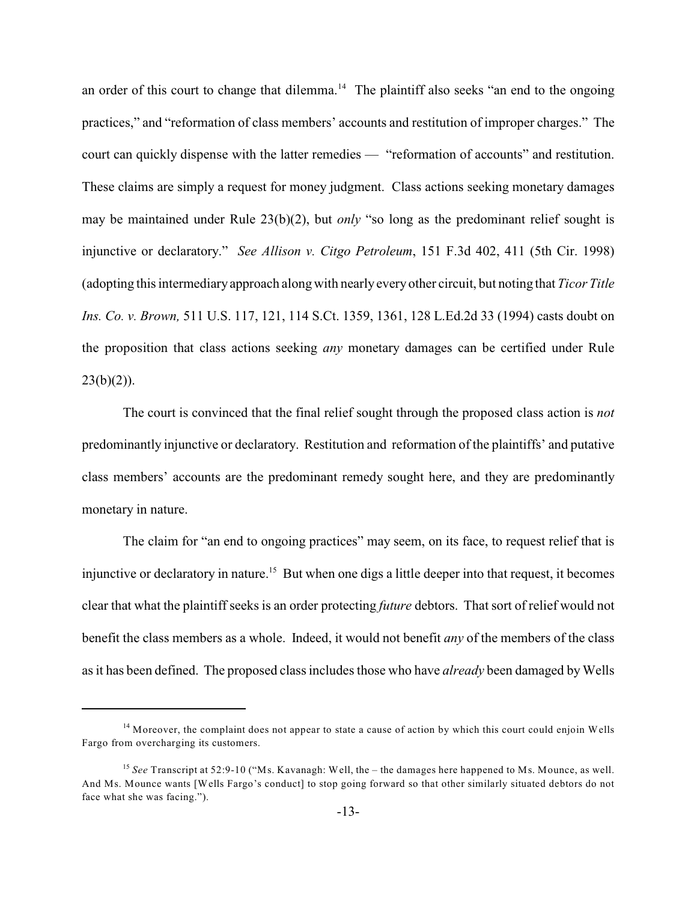an order of this court to change that dilemma.[14] The plaintiff also seeks "an end to the ongoing practices," and "reformation of class members' accounts and restitution of improper charges." The court can quickly dispense with the latter remedies — "reformation of accounts" and restitution. These claims are simply a request for money judgment. Class actions seeking monetary damages may be maintained under Rule 23(b)(2), but *only* "so long as the predominant relief sought is injunctive or declaratory." *See Allison v. Citgo Petroleum*, 151 F.3d 402, 411 (5th Cir. 1998) (adopting this intermediary approach along with nearly every other circuit, but noting that *Ticor Title Ins. Co. v. Brown,* 511 U.S. 117, 121, 114 S.Ct. 1359, 1361, 128 L.Ed.2d 33 (1994) casts doubt on the proposition that class actions seeking *any* monetary damages can be certified under Rule 23(b)(2)).

The court is convinced that the final relief sought through the proposed class action is *not* predominantly injunctive or declaratory. Restitution and reformation of the plaintiffs' and putative class members' accounts are the predominant remedy sought here, and they are predominantly monetary in nature.

The claim for "an end to ongoing practices" may seem, on its face, to request relief that is injunctive or declaratory in nature.[15] But when one digs a little deeper into that request, it becomes clear that what the plaintiff seeks is an order protecting *future* debtors. That sort of relief would not benefit the class members as a whole. Indeed, it would not benefit *any* of the members of the class as it has been defined. The proposed class includes those who have *already* been damaged by Wells

---

[14] Moreover, the complaint does not appear to state a cause of action by which this court could enjoin Wells Fargo from overcharging its customers.

[15] *See* Transcript at 52:9-10 ("Ms. Kavanagh: Well, the – the damages here happened to Ms. Mounce, as well. And Ms. Mounce wants [Wells Fargo's conduct] to stop going forward so that other similarly situated debtors do not face what she was facing.").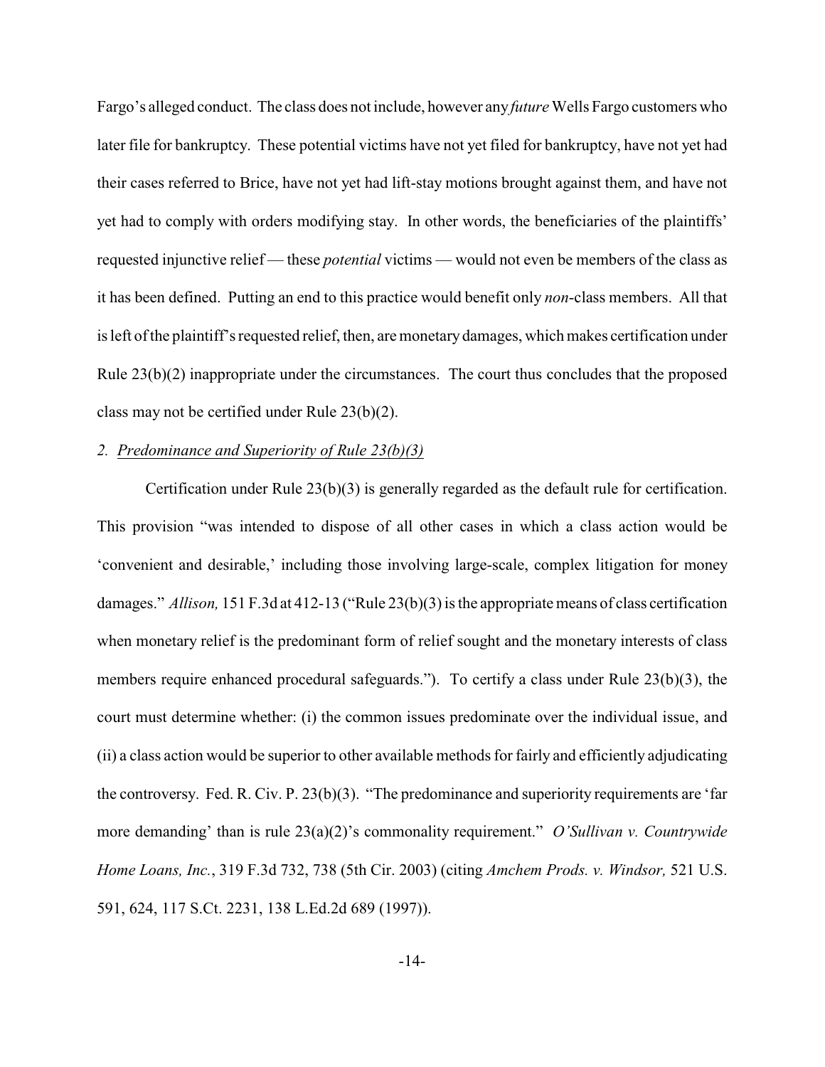Fargo's alleged conduct. The class does not include, however any *future* Wells Fargo customers who later file for bankruptcy. These potential victims have not yet filed for bankruptcy, have not yet had their cases referred to Brice, have not yet had lift-stay motions brought against them, and have not yet had to comply with orders modifying stay. In other words, the beneficiaries of the plaintiffs' requested injunctive relief — these *potential* victims — would not even be members of the class as it has been defined. Putting an end to this practice would benefit only *non*-class members. All that is left of the plaintiff's requested relief, then, are monetary damages, which makes certification under Rule 23(b)(2) inappropriate under the circumstances. The court thus concludes that the proposed class may not be certified under Rule 23(b)(2).

*2. Predominance and Superiority of Rule 23(b)(3)*

Certification under Rule 23(b)(3) is generally regarded as the default rule for certification. This provision "was intended to dispose of all other cases in which a class action would be 'convenient and desirable,' including those involving large-scale, complex litigation for money damages." *Allison,* 151 F.3d at 412-13 ("Rule 23(b)(3) is the appropriate means of class certification when monetary relief is the predominant form of relief sought and the monetary interests of class members require enhanced procedural safeguards."). To certify a class under Rule 23(b)(3), the court must determine whether: (i) the common issues predominate over the individual issue, and (ii) a class action would be superior to other available methods for fairly and efficiently adjudicating the controversy. Fed. R. Civ. P. 23(b)(3). "The predominance and superiority requirements are 'far more demanding' than is rule 23(a)(2)'s commonality requirement." *O'Sullivan v. Countrywide Home Loans, Inc.*, 319 F.3d 732, 738 (5th Cir. 2003) (citing *Amchem Prods. v. Windsor,* 521 U.S. 591, 624, 117 S.Ct. 2231, 138 L.Ed.2d 689 (1997)).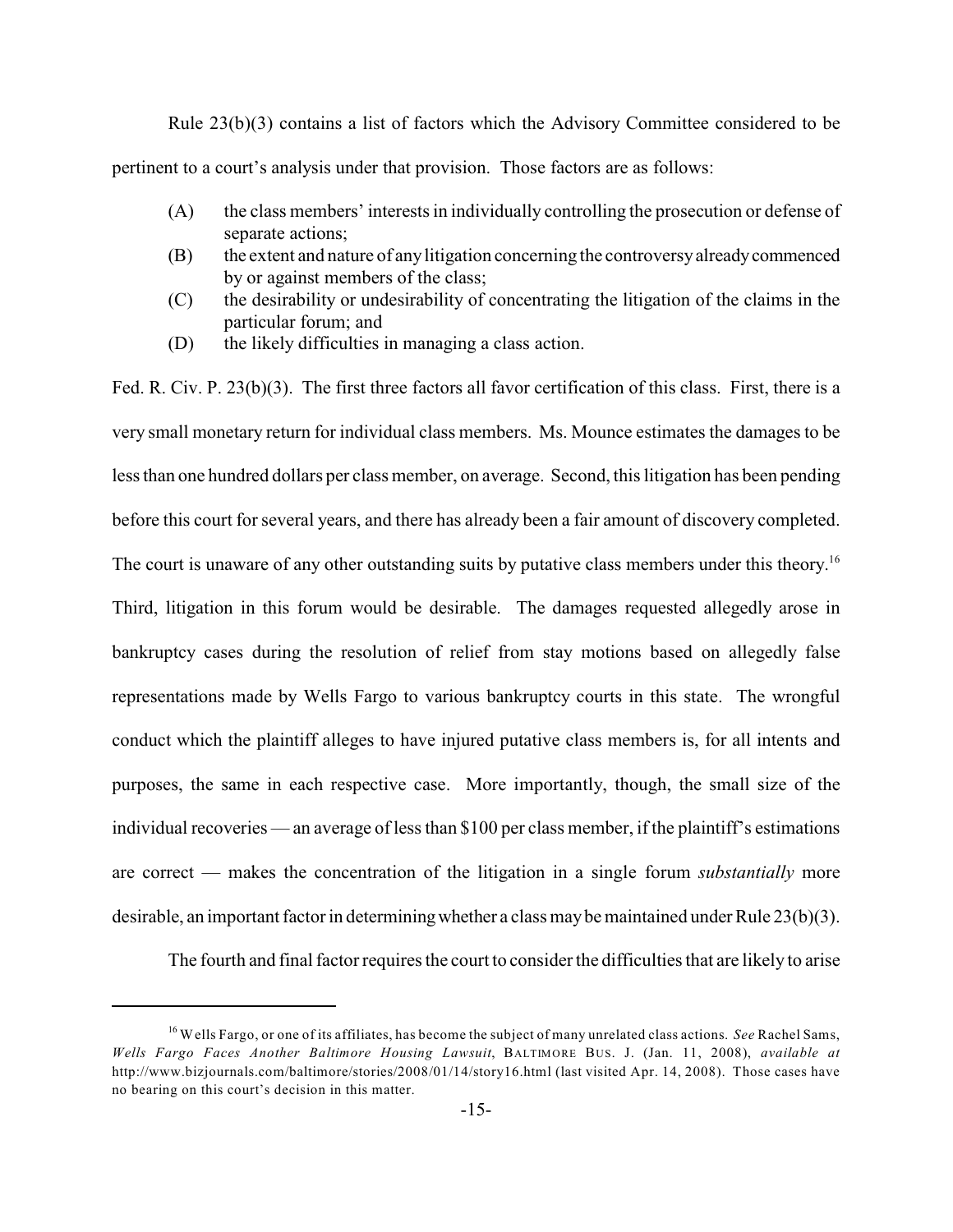Rule 23(b)(3) contains a list of factors which the Advisory Committee considered to be pertinent to a court's analysis under that provision. Those factors are as follows:

(A) the class members' interests in individually controlling the prosecution or defense of separate actions;
(B) the extent and nature of any litigation concerning the controversy already commenced by or against members of the class;
(C) the desirability or undesirability of concentrating the litigation of the claims in the particular forum; and
(D) the likely difficulties in managing a class action.

Fed. R. Civ. P. 23(b)(3). The first three factors all favor certification of this class. First, there is a very small monetary return for individual class members. Ms. Mounce estimates the damages to be less than one hundred dollars per class member, on average. Second, this litigation has been pending before this court for several years, and there has already been a fair amount of discovery completed. The court is unaware of any other outstanding suits by putative class members under this theory.[16] Third, litigation in this forum would be desirable. The damages requested allegedly arose in bankruptcy cases during the resolution of relief from stay motions based on allegedly false representations made by Wells Fargo to various bankruptcy courts in this state. The wrongful conduct which the plaintiff alleges to have injured putative class members is, for all intents and purposes, the same in each respective case. More importantly, though, the small size of the individual recoveries — an average of less than $100 per class member, if the plaintiff's estimations are correct — makes the concentration of the litigation in a single forum *substantially* more desirable, an important factor in determining whether a class may be maintained under Rule 23(b)(3).

The fourth and final factor requires the court to consider the difficulties that are likely to arise

---

[16] Wells Fargo, or one of its affiliates, has become the subject of many unrelated class actions. *See* Rachel Sams, *Wells Fargo Faces Another Baltimore Housing Lawsuit*, BALTIMORE BUS. J. (Jan. 11, 2008), *available at* http://www.bizjournals.com/baltimore/stories/2008/01/14/story16.html (last visited Apr. 14, 2008). Those cases have no bearing on this court's decision in this matter.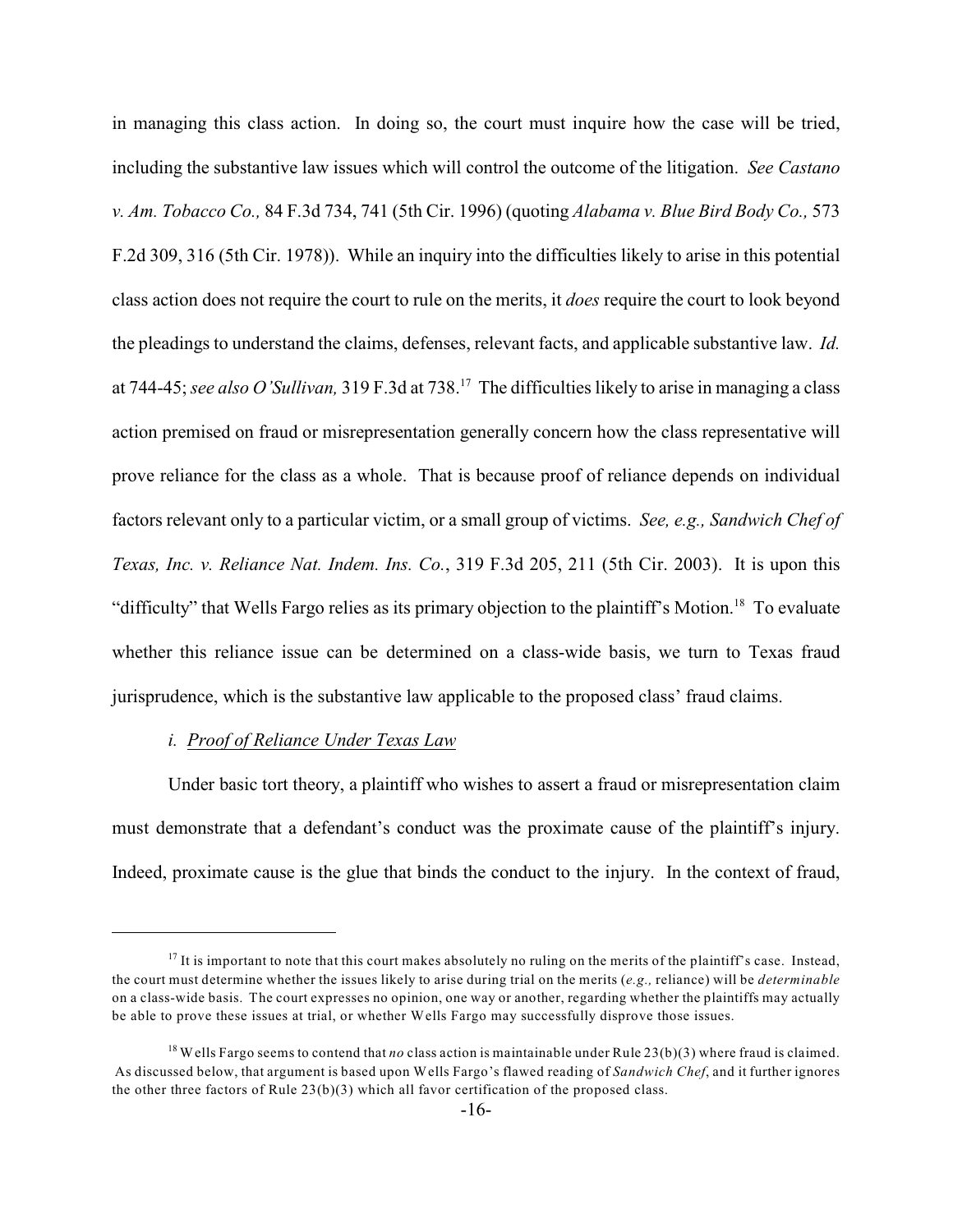in managing this class action. In doing so, the court must inquire how the case will be tried, including the substantive law issues which will control the outcome of the litigation. *See Castano v. Am. Tobacco Co.,* 84 F.3d 734, 741 (5th Cir. 1996) (quoting *Alabama v. Blue Bird Body Co.,* 573 F.2d 309, 316 (5th Cir. 1978)). While an inquiry into the difficulties likely to arise in this potential class action does not require the court to rule on the merits, it *does* require the court to look beyond the pleadings to understand the claims, defenses, relevant facts, and applicable substantive law. *Id.* at 744-45; *see also O'Sullivan,* 319 F.3d at 738.[17] The difficulties likely to arise in managing a class action premised on fraud or misrepresentation generally concern how the class representative will prove reliance for the class as a whole. That is because proof of reliance depends on individual factors relevant only to a particular victim, or a small group of victims. *See, e.g., Sandwich Chef of Texas, Inc. v. Reliance Nat. Indem. Ins. Co.*, 319 F.3d 205, 211 (5th Cir. 2003). It is upon this "difficulty" that Wells Fargo relies as its primary objection to the plaintiff's Motion.[18] To evaluate whether this reliance issue can be determined on a class-wide basis, we turn to Texas fraud jurisprudence, which is the substantive law applicable to the proposed class' fraud claims.

*i. Proof of Reliance Under Texas Law*

Under basic tort theory, a plaintiff who wishes to assert a fraud or misrepresentation claim must demonstrate that a defendant's conduct was the proximate cause of the plaintiff's injury. Indeed, proximate cause is the glue that binds the conduct to the injury. In the context of fraud,

---

[17] It is important to note that this court makes absolutely no ruling on the merits of the plaintiff's case. Instead, the court must determine whether the issues likely to arise during trial on the merits (*e.g.,* reliance) will be *determinable* on a class-wide basis. The court expresses no opinion, one way or another, regarding whether the plaintiffs may actually be able to prove these issues at trial, or whether Wells Fargo may successfully disprove those issues.

[18] Wells Fargo seems to contend that *no* class action is maintainable under Rule 23(b)(3) where fraud is claimed. As discussed below, that argument is based upon Wells Fargo's flawed reading of *Sandwich Chef*, and it further ignores the other three factors of Rule 23(b)(3) which all favor certification of the proposed class.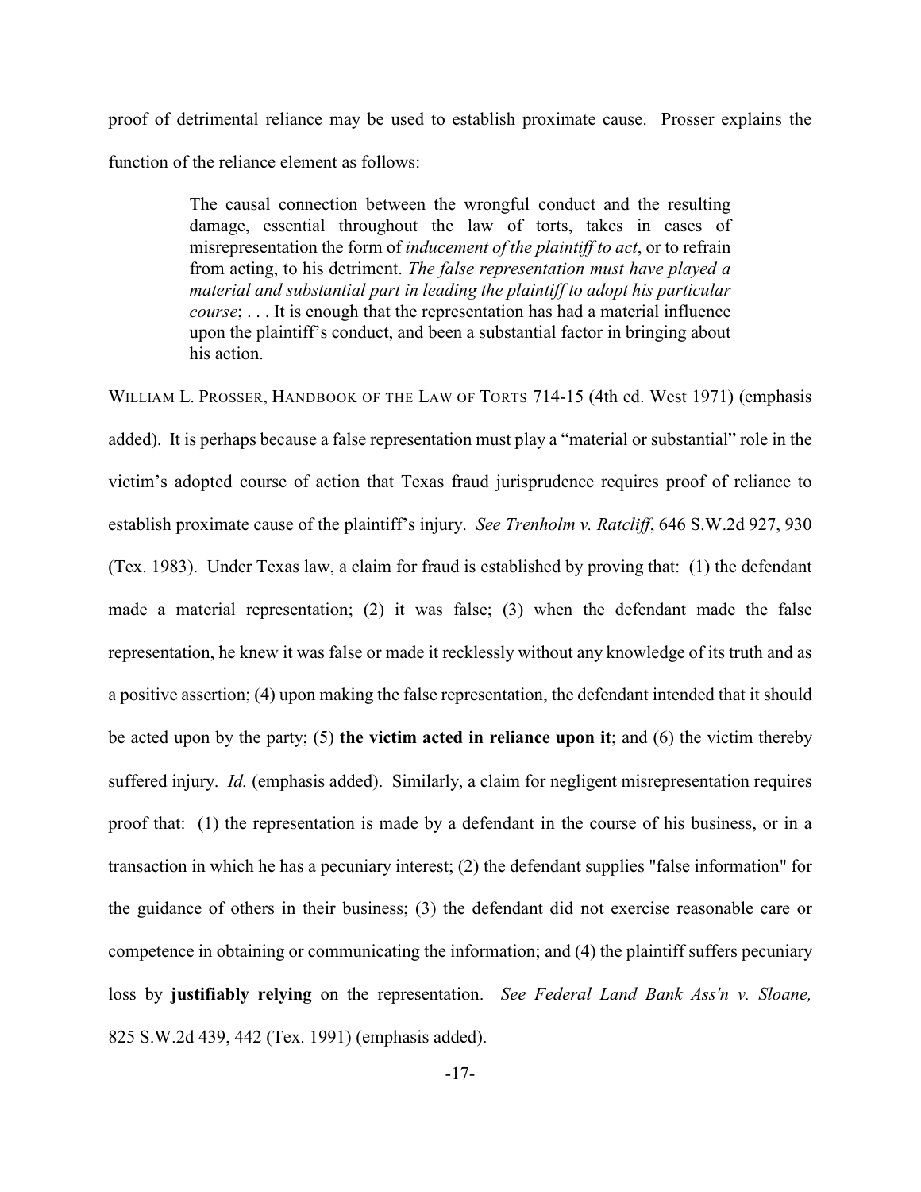proof of detrimental reliance may be used to establish proximate cause. Prosser explains the function of the reliance element as follows:

> The causal connection between the wrongful conduct and the resulting damage, essential throughout the law of torts, takes in cases of misrepresentation the form of *inducement of the plaintiff to act*, or to refrain from acting, to his detriment. *The false representation must have played a material and substantial part in leading the plaintiff to adopt his particular course*; . . . It is enough that the representation has had a material influence upon the plaintiff's conduct, and been a substantial factor in bringing about his action.

WILLIAM L. PROSSER, HANDBOOK OF THE LAW OF TORTS 714-15 (4th ed. West 1971) (emphasis added). It is perhaps because a false representation must play a "material or substantial" role in the victim's adopted course of action that Texas fraud jurisprudence requires proof of reliance to establish proximate cause of the plaintiff's injury. *See Trenholm v. Ratcliff*, 646 S.W.2d 927, 930 (Tex. 1983). Under Texas law, a claim for fraud is established by proving that: (1) the defendant made a material representation; (2) it was false; (3) when the defendant made the false representation, he knew it was false or made it recklessly without any knowledge of its truth and as a positive assertion; (4) upon making the false representation, the defendant intended that it should be acted upon by the party; (5) **the victim acted in reliance upon it**; and (6) the victim thereby suffered injury. *Id.* (emphasis added). Similarly, a claim for negligent misrepresentation requires proof that: (1) the representation is made by a defendant in the course of his business, or in a transaction in which he has a pecuniary interest; (2) the defendant supplies "false information" for the guidance of others in their business; (3) the defendant did not exercise reasonable care or competence in obtaining or communicating the information; and (4) the plaintiff suffers pecuniary loss by **justifiably relying** on the representation. *See Federal Land Bank Ass'n v. Sloane,* 825 S.W.2d 439, 442 (Tex. 1991) (emphasis added).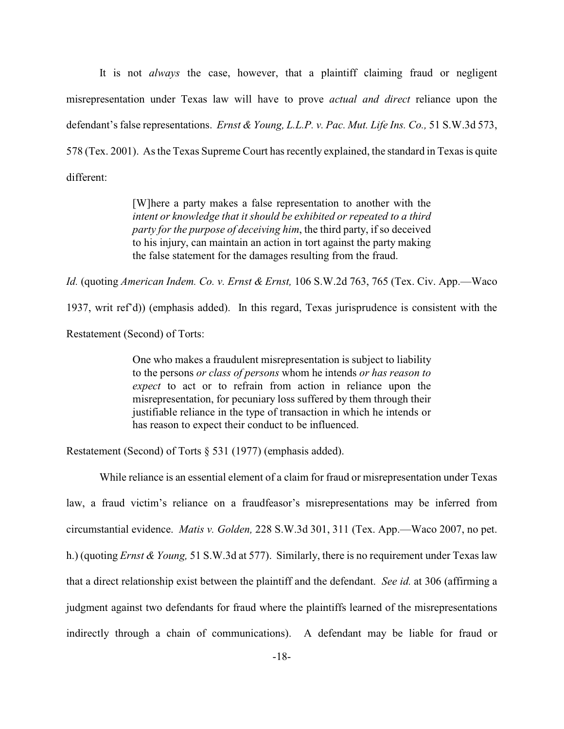It is not *always* the case, however, that a plaintiff claiming fraud or negligent misrepresentation under Texas law will have to prove *actual and direct* reliance upon the defendant's false representations. *Ernst & Young, L.L.P. v. Pac. Mut. Life Ins. Co.,* 51 S.W.3d 573, 578 (Tex. 2001). As the Texas Supreme Court has recently explained, the standard in Texas is quite different:

> [W]here a party makes a false representation to another with the *intent or knowledge that it should be exhibited or repeated to a third party for the purpose of deceiving him*, the third party, if so deceived to his injury, can maintain an action in tort against the party making the false statement for the damages resulting from the fraud.

*Id.* (quoting *American Indem. Co. v. Ernst & Ernst,* 106 S.W.2d 763, 765 (Tex. Civ. App.—Waco 1937, writ ref'd)) (emphasis added). In this regard, Texas jurisprudence is consistent with the Restatement (Second) of Torts:

> One who makes a fraudulent misrepresentation is subject to liability to the persons *or class of persons* whom he intends *or has reason to expect* to act or to refrain from action in reliance upon the misrepresentation, for pecuniary loss suffered by them through their justifiable reliance in the type of transaction in which he intends or has reason to expect their conduct to be influenced.

Restatement (Second) of Torts § 531 (1977) (emphasis added).

While reliance is an essential element of a claim for fraud or misrepresentation under Texas law, a fraud victim's reliance on a fraudfeasor's misrepresentations may be inferred from circumstantial evidence. *Matis v. Golden,* 228 S.W.3d 301, 311 (Tex. App.—Waco 2007, no pet. h.) (quoting *Ernst & Young,* 51 S.W.3d at 577). Similarly, there is no requirement under Texas law that a direct relationship exist between the plaintiff and the defendant. *See id.* at 306 (affirming a judgment against two defendants for fraud where the plaintiffs learned of the misrepresentations indirectly through a chain of communications). A defendant may be liable for fraud or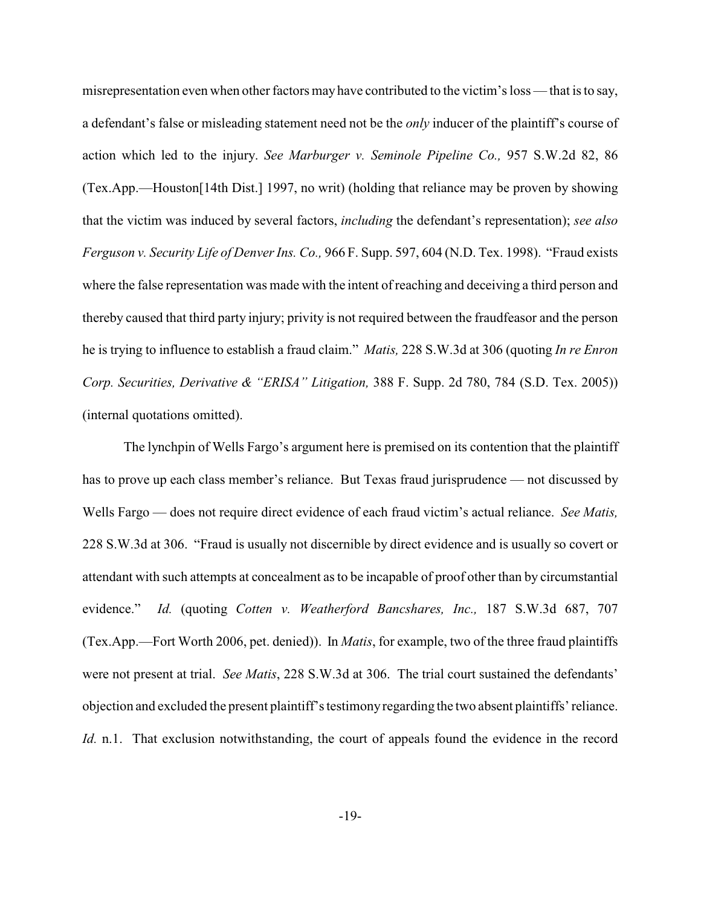misrepresentation even when other factors may have contributed to the victim's loss — that is to say, a defendant's false or misleading statement need not be the *only* inducer of the plaintiff's course of action which led to the injury. *See Marburger v. Seminole Pipeline Co.,* 957 S.W.2d 82, 86 (Tex.App.—Houston[14th Dist.] 1997, no writ) (holding that reliance may be proven by showing that the victim was induced by several factors, *including* the defendant's representation); *see also Ferguson v. Security Life of Denver Ins. Co.,* 966 F. Supp. 597, 604 (N.D. Tex. 1998). "Fraud exists where the false representation was made with the intent of reaching and deceiving a third person and thereby caused that third party injury; privity is not required between the fraudfeasor and the person he is trying to influence to establish a fraud claim." *Matis,* 228 S.W.3d at 306 (quoting *In re Enron Corp. Securities, Derivative & "ERISA" Litigation,* 388 F. Supp. 2d 780, 784 (S.D. Tex. 2005)) (internal quotations omitted).

The lynchpin of Wells Fargo's argument here is premised on its contention that the plaintiff has to prove up each class member's reliance. But Texas fraud jurisprudence — not discussed by Wells Fargo — does not require direct evidence of each fraud victim's actual reliance. *See Matis,* 228 S.W.3d at 306. "Fraud is usually not discernible by direct evidence and is usually so covert or attendant with such attempts at concealment as to be incapable of proof other than by circumstantial evidence." *Id.* (quoting *Cotten v. Weatherford Bancshares, Inc.,* 187 S.W.3d 687, 707 (Tex.App.—Fort Worth 2006, pet. denied)). In *Matis*, for example, two of the three fraud plaintiffs were not present at trial. *See Matis*, 228 S.W.3d at 306. The trial court sustained the defendants' objection and excluded the present plaintiff's testimony regarding the two absent plaintiffs' reliance. *Id.* n.1. That exclusion notwithstanding, the court of appeals found the evidence in the record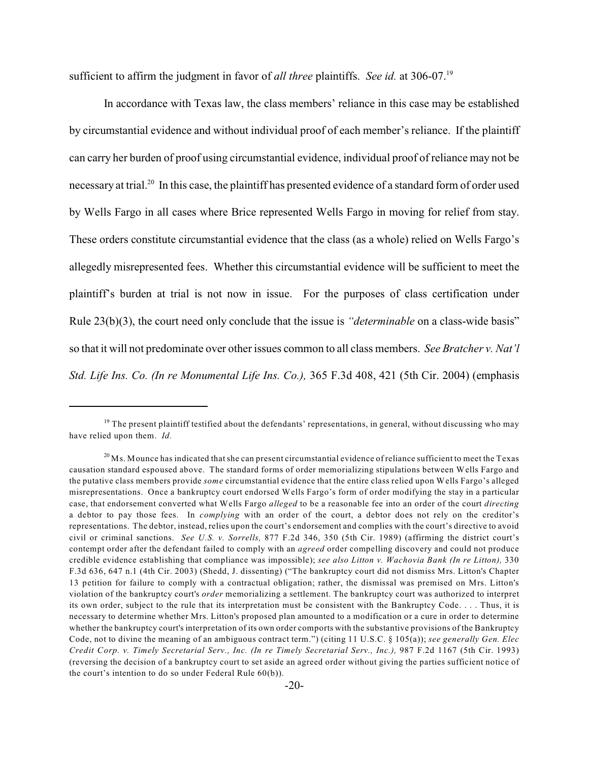sufficient to affirm the judgment in favor of *all three* plaintiffs. *See id.* at 306-07.[19]

In accordance with Texas law, the class members' reliance in this case may be established by circumstantial evidence and without individual proof of each member's reliance. If the plaintiff can carry her burden of proof using circumstantial evidence, individual proof of reliance may not be necessary at trial.[20] In this case, the plaintiff has presented evidence of a standard form of order used by Wells Fargo in all cases where Brice represented Wells Fargo in moving for relief from stay. These orders constitute circumstantial evidence that the class (as a whole) relied on Wells Fargo's allegedly misrepresented fees. Whether this circumstantial evidence will be sufficient to meet the plaintiff's burden at trial is not now in issue. For the purposes of class certification under Rule 23(b)(3), the court need only conclude that the issue is *"determinable* on a class-wide basis" so that it will not predominate over other issues common to all class members. *See Bratcher v. Nat'l Std. Life Ins. Co. (In re Monumental Life Ins. Co.),* 365 F.3d 408, 421 (5th Cir. 2004) (emphasis

---

[19] The present plaintiff testified about the defendants' representations, in general, without discussing who may have relied upon them. *Id.*

[20] Ms. Mounce has indicated that she can present circumstantial evidence of reliance sufficient to meet the Texas causation standard espoused above. The standard forms of order memorializing stipulations between Wells Fargo and the putative class members provide *some* circumstantial evidence that the entire class relied upon Wells Fargo's alleged misrepresentations. Once a bankruptcy court endorsed Wells Fargo's form of order modifying the stay in a particular case, that endorsement converted what Wells Fargo *alleged* to be a reasonable fee into an order of the court *directing* a debtor to pay those fees. In *complying* with an order of the court, a debtor does not rely on the creditor's representations. The debtor, instead, relies upon the court's endorsement and complies with the court's directive to avoid civil or criminal sanctions. *See U.S. v. Sorrells,* 877 F.2d 346, 350 (5th Cir. 1989) (affirming the district court's contempt order after the defendant failed to comply with an *agreed* order compelling discovery and could not produce credible evidence establishing that compliance was impossible); *see also Litton v. Wachovia Bank (In re Litton),* 330 F.3d 636, 647 n.1 (4th Cir. 2003) (Shedd, J. dissenting) ("The bankruptcy court did not dismiss Mrs. Litton's Chapter 13 petition for failure to comply with a contractual obligation; rather, the dismissal was premised on Mrs. Litton's violation of the bankruptcy court's *order* memorializing a settlement. The bankruptcy court was authorized to interpret its own order, subject to the rule that its interpretation must be consistent with the Bankruptcy Code. . . . Thus, it is necessary to determine whether Mrs. Litton's proposed plan amounted to a modification or a cure in order to determine whether the bankruptcy court's interpretation of its own order comports with the substantive provisions of the Bankruptcy Code, not to divine the meaning of an ambiguous contract term.") (citing 11 U.S.C. § 105(a)); *see generally Gen. Elec Credit Corp. v. Timely Secretarial Serv., Inc. (In re Timely Secretarial Serv., Inc.),* 987 F.2d 1167 (5th Cir. 1993) (reversing the decision of a bankruptcy court to set aside an agreed order without giving the parties sufficient notice of the court's intention to do so under Federal Rule 60(b)).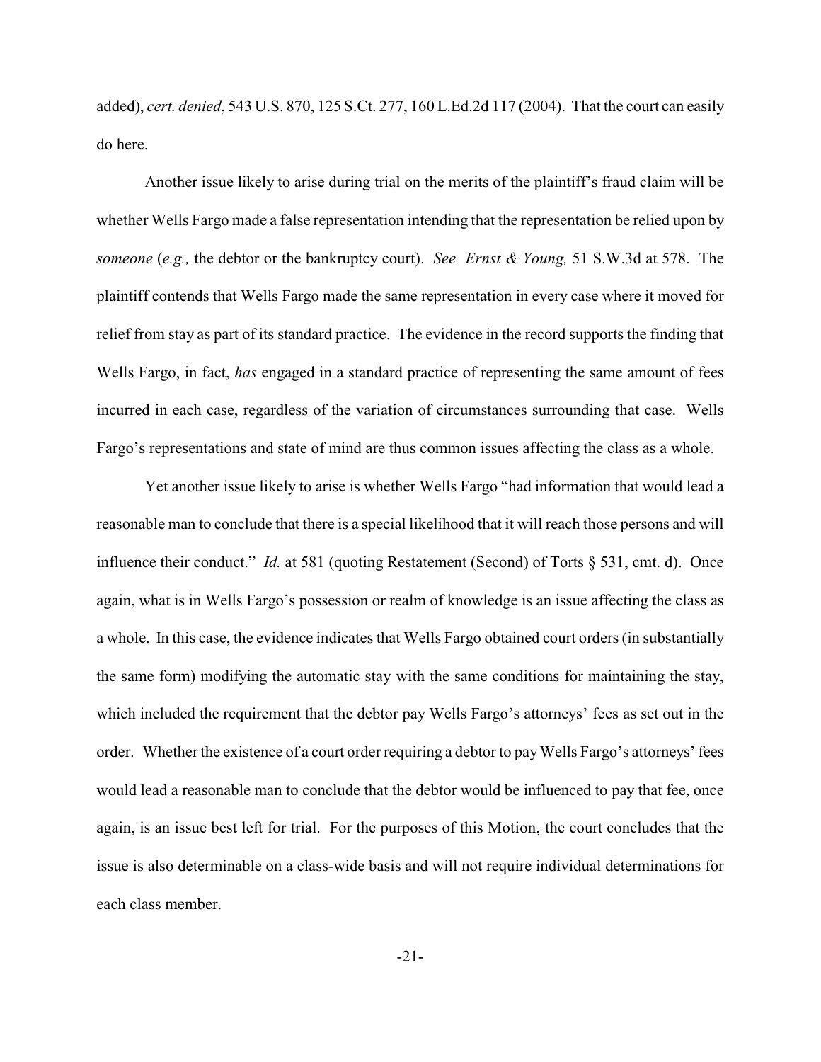added), *cert. denied*, 543 U.S. 870, 125 S.Ct. 277, 160 L.Ed.2d 117 (2004). That the court can easily do here.

Another issue likely to arise during trial on the merits of the plaintiff's fraud claim will be whether Wells Fargo made a false representation intending that the representation be relied upon by *someone* (*e.g.,* the debtor or the bankruptcy court). *See Ernst & Young,* 51 S.W.3d at 578. The plaintiff contends that Wells Fargo made the same representation in every case where it moved for relief from stay as part of its standard practice. The evidence in the record supports the finding that Wells Fargo, in fact, *has* engaged in a standard practice of representing the same amount of fees incurred in each case, regardless of the variation of circumstances surrounding that case. Wells Fargo's representations and state of mind are thus common issues affecting the class as a whole.

Yet another issue likely to arise is whether Wells Fargo "had information that would lead a reasonable man to conclude that there is a special likelihood that it will reach those persons and will influence their conduct." *Id.* at 581 (quoting Restatement (Second) of Torts § 531, cmt. d). Once again, what is in Wells Fargo's possession or realm of knowledge is an issue affecting the class as a whole. In this case, the evidence indicates that Wells Fargo obtained court orders (in substantially the same form) modifying the automatic stay with the same conditions for maintaining the stay, which included the requirement that the debtor pay Wells Fargo's attorneys' fees as set out in the order. Whether the existence of a court order requiring a debtor to pay Wells Fargo's attorneys' fees would lead a reasonable man to conclude that the debtor would be influenced to pay that fee, once again, is an issue best left for trial. For the purposes of this Motion, the court concludes that the issue is also determinable on a class-wide basis and will not require individual determinations for each class member.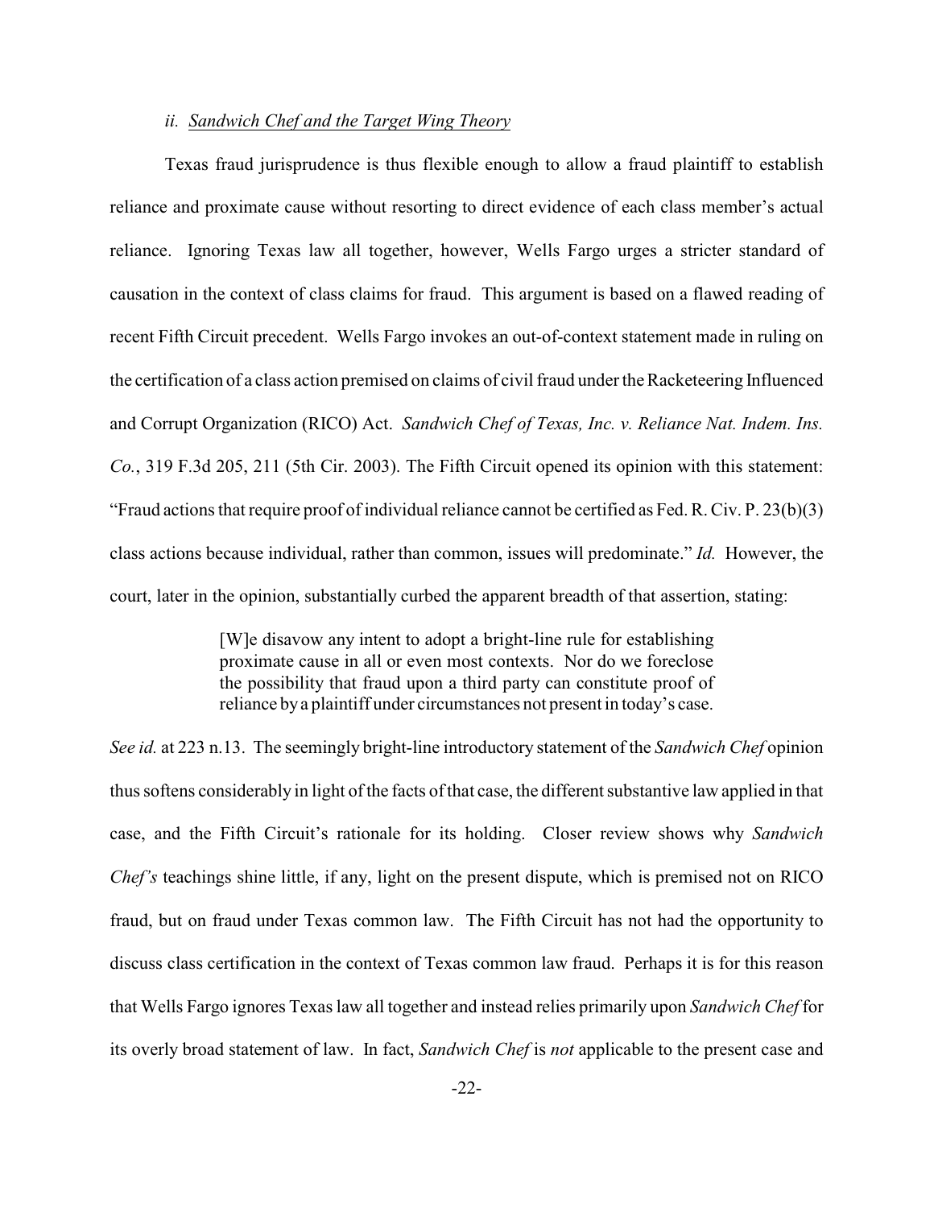### *ii. Sandwich Chef and the Target Wing Theory*

Texas fraud jurisprudence is thus flexible enough to allow a fraud plaintiff to establish reliance and proximate cause without resorting to direct evidence of each class member's actual reliance. Ignoring Texas law all together, however, Wells Fargo urges a stricter standard of causation in the context of class claims for fraud. This argument is based on a flawed reading of recent Fifth Circuit precedent. Wells Fargo invokes an out-of-context statement made in ruling on the certification of a class action premised on claims of civil fraud under the Racketeering Influenced and Corrupt Organization (RICO) Act. *Sandwich Chef of Texas, Inc. v. Reliance Nat. Indem. Ins. Co.*, 319 F.3d 205, 211 (5th Cir. 2003). The Fifth Circuit opened its opinion with this statement: "Fraud actions that require proof of individual reliance cannot be certified as Fed. R. Civ. P. 23(b)(3) class actions because individual, rather than common, issues will predominate." *Id.* However, the court, later in the opinion, substantially curbed the apparent breadth of that assertion, stating:

> [W]e disavow any intent to adopt a bright-line rule for establishing proximate cause in all or even most contexts. Nor do we foreclose the possibility that fraud upon a third party can constitute proof of reliance by a plaintiff under circumstances not present in today's case.

*See id.* at 223 n.13. The seemingly bright-line introductory statement of the *Sandwich Chef* opinion thus softens considerably in light of the facts of that case, the different substantive law applied in that case, and the Fifth Circuit's rationale for its holding. Closer review shows why *Sandwich Chef's* teachings shine little, if any, light on the present dispute, which is premised not on RICO fraud, but on fraud under Texas common law. The Fifth Circuit has not had the opportunity to discuss class certification in the context of Texas common law fraud. Perhaps it is for this reason that Wells Fargo ignores Texas law all together and instead relies primarily upon *Sandwich Chef* for its overly broad statement of law. In fact, *Sandwich Chef* is *not* applicable to the present case and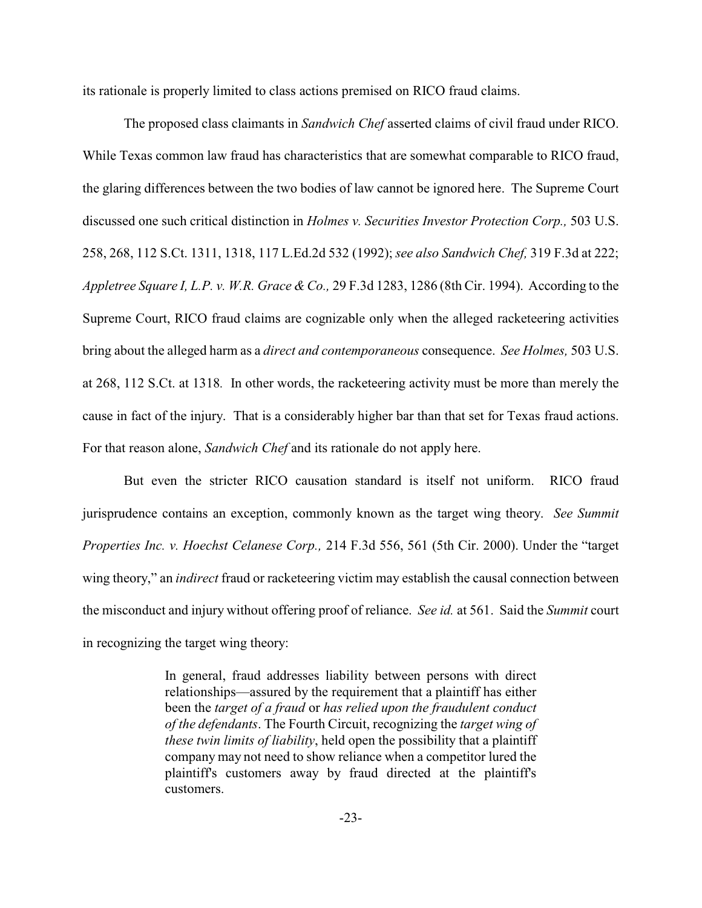its rationale is properly limited to class actions premised on RICO fraud claims.

The proposed class claimants in *Sandwich Chef* asserted claims of civil fraud under RICO. While Texas common law fraud has characteristics that are somewhat comparable to RICO fraud, the glaring differences between the two bodies of law cannot be ignored here. The Supreme Court discussed one such critical distinction in *Holmes v. Securities Investor Protection Corp.,* 503 U.S. 258, 268, 112 S.Ct. 1311, 1318, 117 L.Ed.2d 532 (1992); *see also Sandwich Chef,* 319 F.3d at 222; *Appletree Square I, L.P. v. W.R. Grace & Co.,* 29 F.3d 1283, 1286 (8th Cir. 1994). According to the Supreme Court, RICO fraud claims are cognizable only when the alleged racketeering activities bring about the alleged harm as a *direct and contemporaneous* consequence. *See Holmes,* 503 U.S. at 268, 112 S.Ct. at 1318. In other words, the racketeering activity must be more than merely the cause in fact of the injury. That is a considerably higher bar than that set for Texas fraud actions. For that reason alone, *Sandwich Chef* and its rationale do not apply here.

But even the stricter RICO causation standard is itself not uniform. RICO fraud jurisprudence contains an exception, commonly known as the target wing theory. *See Summit Properties Inc. v. Hoechst Celanese Corp.,* 214 F.3d 556, 561 (5th Cir. 2000). Under the "target wing theory," an *indirect* fraud or racketeering victim may establish the causal connection between the misconduct and injury without offering proof of reliance. *See id.* at 561. Said the *Summit* court in recognizing the target wing theory:

> In general, fraud addresses liability between persons with direct relationships—assured by the requirement that a plaintiff has either been the *target of a fraud* or *has relied upon the fraudulent conduct of the defendants*. The Fourth Circuit, recognizing the *target wing of these twin limits of liability*, held open the possibility that a plaintiff company may not need to show reliance when a competitor lured the plaintiff's customers away by fraud directed at the plaintiff's customers.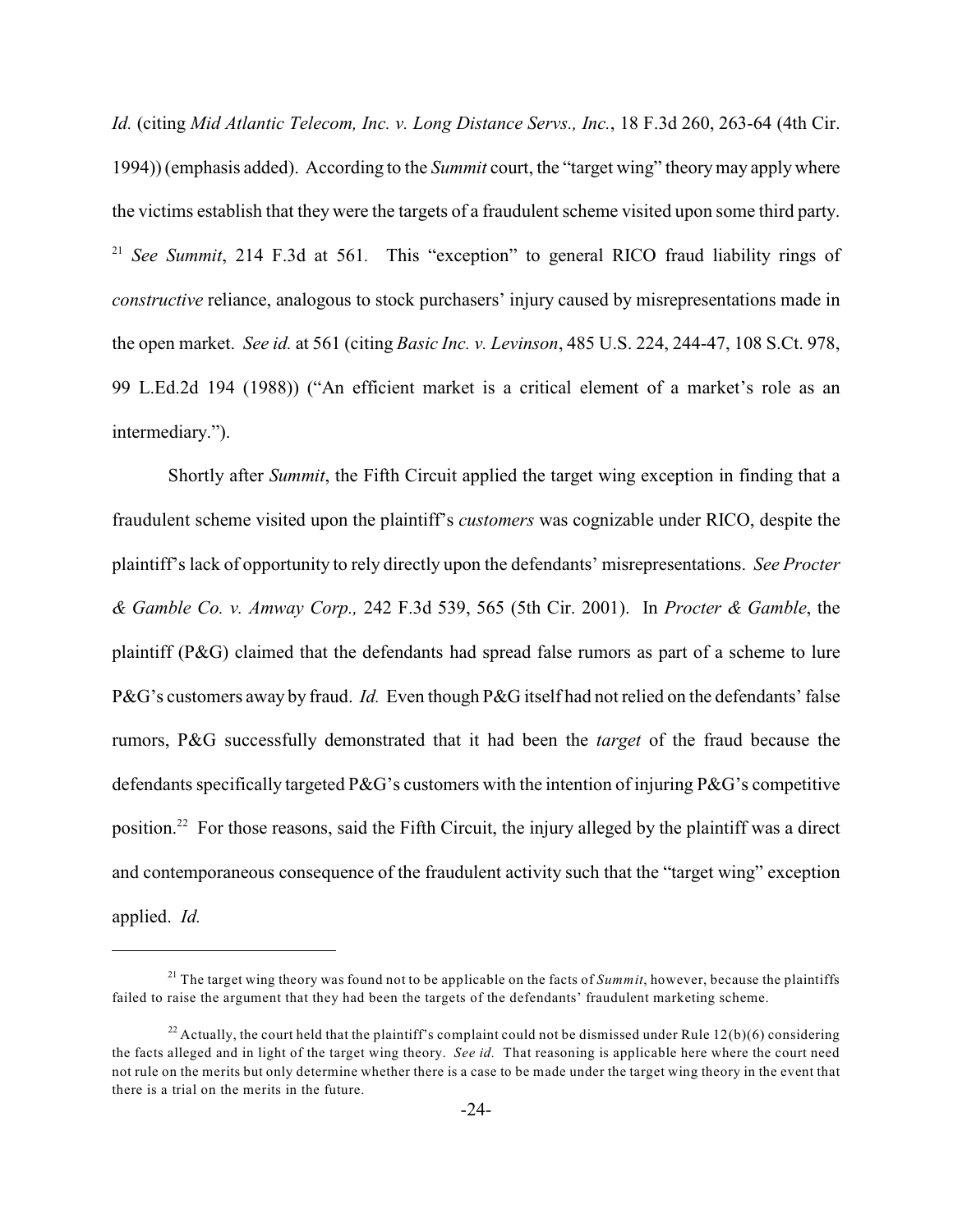*Id.* (citing *Mid Atlantic Telecom, Inc. v. Long Distance Servs., Inc.*, 18 F.3d 260, 263-64 (4th Cir. 1994)) (emphasis added). According to the *Summit* court, the "target wing" theory may apply where the victims establish that they were the targets of a fraudulent scheme visited upon some third party.[21] *See Summit*, 214 F.3d at 561. This "exception" to general RICO fraud liability rings of *constructive* reliance, analogous to stock purchasers' injury caused by misrepresentations made in the open market. *See id.* at 561 (citing *Basic Inc. v. Levinson*, 485 U.S. 224, 244-47, 108 S.Ct. 978, 99 L.Ed.2d 194 (1988)) ("An efficient market is a critical element of a market's role as an intermediary.").

Shortly after *Summit*, the Fifth Circuit applied the target wing exception in finding that a fraudulent scheme visited upon the plaintiff's *customers* was cognizable under RICO, despite the plaintiff's lack of opportunity to rely directly upon the defendants' misrepresentations. *See Procter & Gamble Co. v. Amway Corp.,* 242 F.3d 539, 565 (5th Cir. 2001). In *Procter & Gamble*, the plaintiff (P&G) claimed that the defendants had spread false rumors as part of a scheme to lure P&G's customers away by fraud. *Id.* Even though P&G itself had not relied on the defendants' false rumors, P&G successfully demonstrated that it had been the *target* of the fraud because the defendants specifically targeted P&G's customers with the intention of injuring P&G's competitive position.[22] For those reasons, said the Fifth Circuit, the injury alleged by the plaintiff was a direct and contemporaneous consequence of the fraudulent activity such that the "target wing" exception applied. *Id.*

---

[21] The target wing theory was found not to be applicable on the facts of *Summit*, however, because the plaintiffs failed to raise the argument that they had been the targets of the defendants' fraudulent marketing scheme.

[22] Actually, the court held that the plaintiff's complaint could not be dismissed under Rule 12(b)(6) considering the facts alleged and in light of the target wing theory. *See id.* That reasoning is applicable here where the court need not rule on the merits but only determine whether there is a case to be made under the target wing theory in the event that there is a trial on the merits in the future.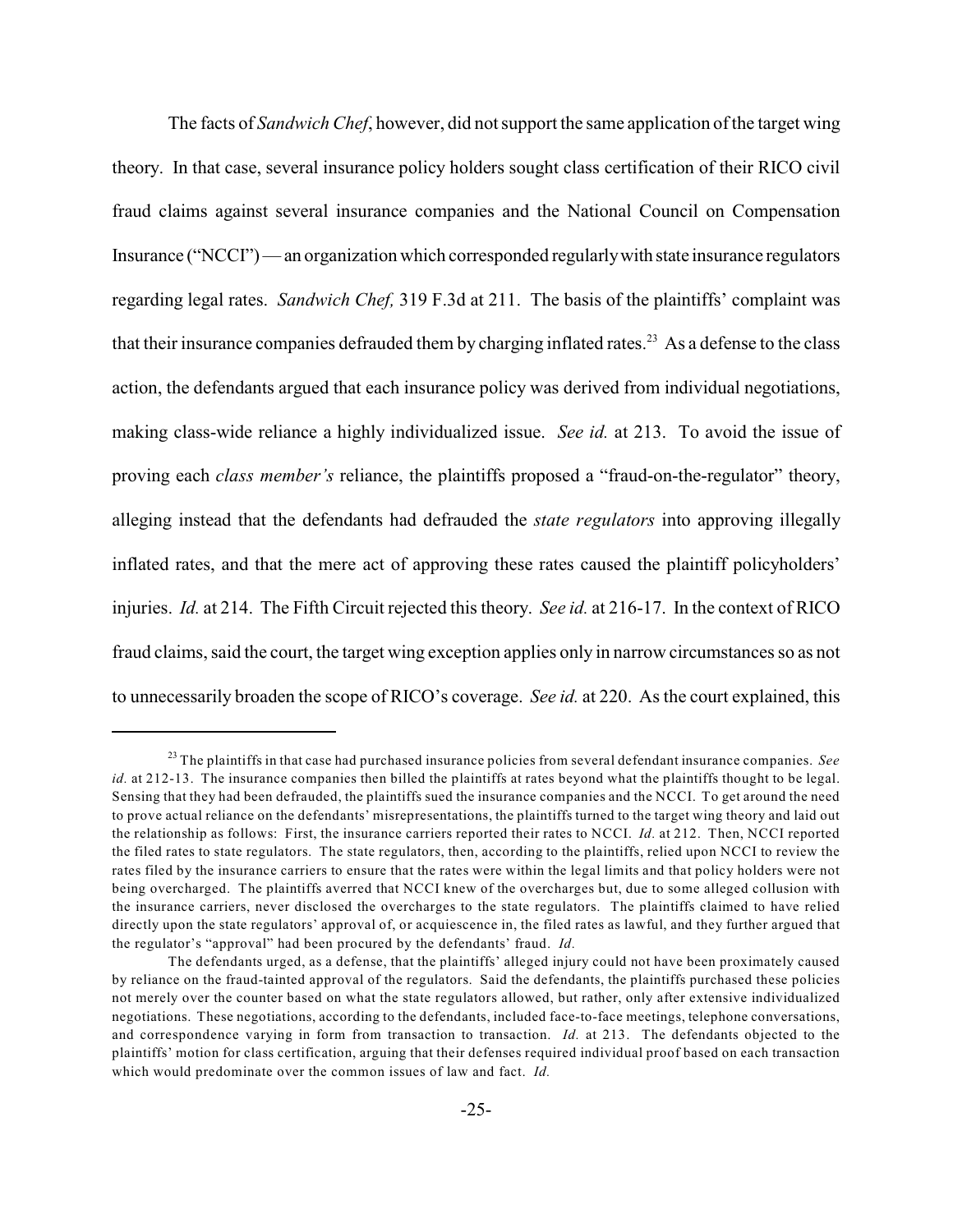The facts of *Sandwich Chef*, however, did not support the same application of the target wing theory. In that case, several insurance policy holders sought class certification of their RICO civil fraud claims against several insurance companies and the National Council on Compensation Insurance ("NCCI") — an organization which corresponded regularly with state insurance regulators regarding legal rates. *Sandwich Chef,* 319 F.3d at 211. The basis of the plaintiffs' complaint was that their insurance companies defrauded them by charging inflated rates.[23] As a defense to the class action, the defendants argued that each insurance policy was derived from individual negotiations, making class-wide reliance a highly individualized issue. *See id.* at 213. To avoid the issue of proving each *class member's* reliance, the plaintiffs proposed a "fraud-on-the-regulator" theory, alleging instead that the defendants had defrauded the *state regulators* into approving illegally inflated rates, and that the mere act of approving these rates caused the plaintiff policyholders' injuries. *Id.* at 214. The Fifth Circuit rejected this theory. *See id.* at 216-17. In the context of RICO fraud claims, said the court, the target wing exception applies only in narrow circumstances so as not to unnecessarily broaden the scope of RICO's coverage. *See id.* at 220. As the court explained, this

---

[23] The plaintiffs in that case had purchased insurance policies from several defendant insurance companies. *See id.* at 212-13. The insurance companies then billed the plaintiffs at rates beyond what the plaintiffs thought to be legal. Sensing that they had been defrauded, the plaintiffs sued the insurance companies and the NCCI. To get around the need to prove actual reliance on the defendants' misrepresentations, the plaintiffs turned to the target wing theory and laid out the relationship as follows: First, the insurance carriers reported their rates to NCCI. *Id.* at 212. Then, NCCI reported the filed rates to state regulators. The state regulators, then, according to the plaintiffs, relied upon NCCI to review the rates filed by the insurance carriers to ensure that the rates were within the legal limits and that policy holders were not being overcharged. The plaintiffs averred that NCCI knew of the overcharges but, due to some alleged collusion with the insurance carriers, never disclosed the overcharges to the state regulators. The plaintiffs claimed to have relied directly upon the state regulators' approval of, or acquiescence in, the filed rates as lawful, and they further argued that the regulator's "approval" had been procured by the defendants' fraud. *Id.*

The defendants urged, as a defense, that the plaintiffs' alleged injury could not have been proximately caused by reliance on the fraud-tainted approval of the regulators. Said the defendants, the plaintiffs purchased these policies not merely over the counter based on what the state regulators allowed, but rather, only after extensive individualized negotiations. These negotiations, according to the defendants, included face-to-face meetings, telephone conversations, and correspondence varying in form from transaction to transaction. *Id.* at 213. The defendants objected to the plaintiffs' motion for class certification, arguing that their defenses required individual proof based on each transaction which would predominate over the common issues of law and fact. *Id.*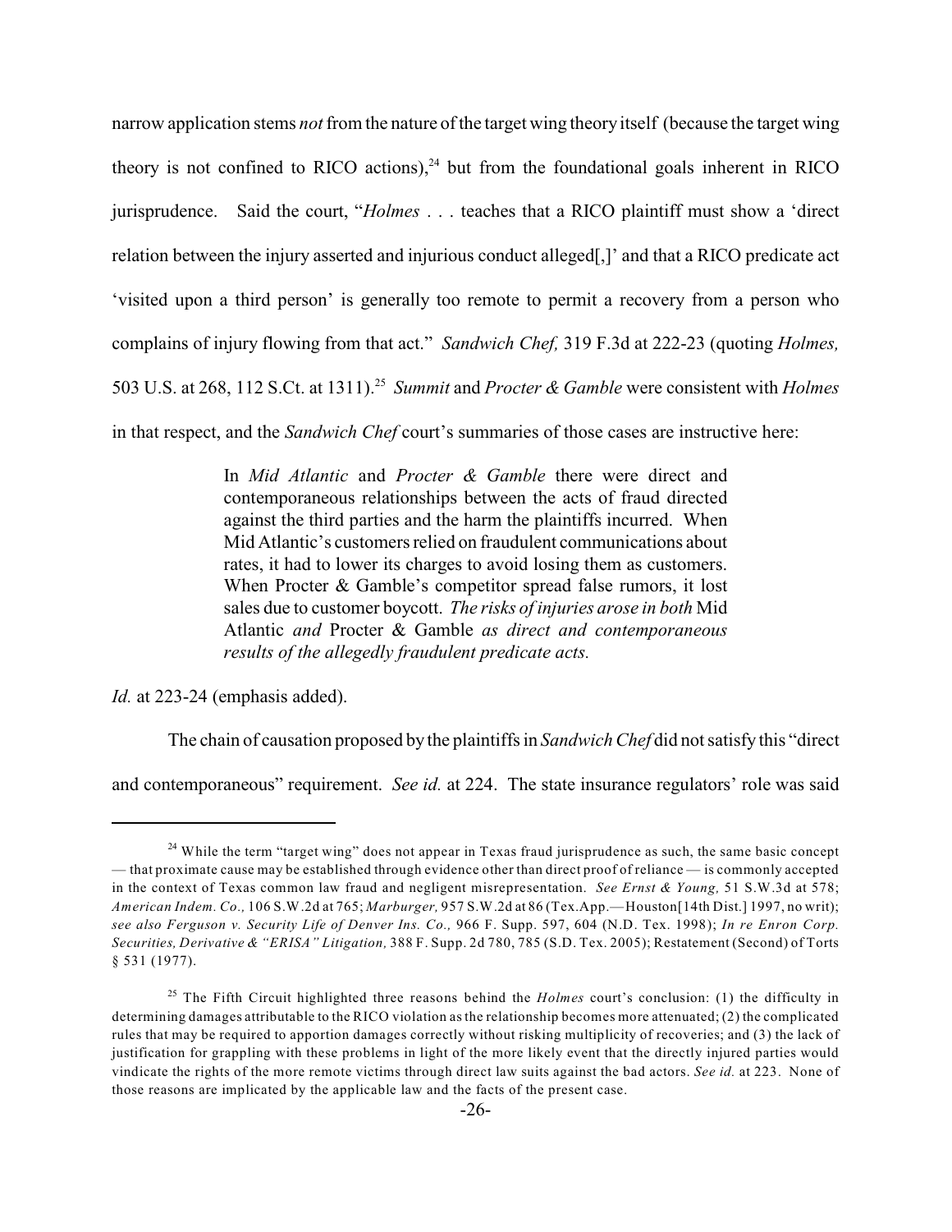narrow application stems *not* from the nature of the target wing theory itself (because the target wing theory is not confined to RICO actions),[24] but from the foundational goals inherent in RICO jurisprudence. Said the court, "*Holmes* . . . teaches that a RICO plaintiff must show a 'direct relation between the injury asserted and injurious conduct alleged[,]' and that a RICO predicate act 'visited upon a third person' is generally too remote to permit a recovery from a person who complains of injury flowing from that act." *Sandwich Chef,* 319 F.3d at 222-23 (quoting *Holmes,* 503 U.S. at 268, 112 S.Ct. at 1311).[25] *Summit* and *Procter & Gamble* were consistent with *Holmes* in that respect, and the *Sandwich Chef* court's summaries of those cases are instructive here:

> In *Mid Atlantic* and *Procter & Gamble* there were direct and contemporaneous relationships between the acts of fraud directed against the third parties and the harm the plaintiffs incurred. When Mid Atlantic's customers relied on fraudulent communications about rates, it had to lower its charges to avoid losing them as customers. When Procter & Gamble's competitor spread false rumors, it lost sales due to customer boycott. *The risks of injuries arose in both* Mid Atlantic *and* Procter & Gamble *as direct and contemporaneous results of the allegedly fraudulent predicate acts.*

*Id.* at 223-24 (emphasis added).

The chain of causation proposed by the plaintiffs in *Sandwich Chef* did not satisfy this "direct and contemporaneous" requirement. *See id.* at 224. The state insurance regulators' role was said

---

[24] While the term "target wing" does not appear in Texas fraud jurisprudence as such, the same basic concept — that proximate cause may be established through evidence other than direct proof of reliance — is commonly accepted in the context of Texas common law fraud and negligent misrepresentation. *See Ernst & Young,* 51 S.W.3d at 578; *American Indem. Co.,* 106 S.W.2d at 765; *Marburger,* 957 S.W.2d at 86 (Tex.App.—Houston[14th Dist.] 1997, no writ); *see also Ferguson v. Security Life of Denver Ins. Co.,* 966 F. Supp. 597, 604 (N.D. Tex. 1998); *In re Enron Corp. Securities, Derivative & "ERISA" Litigation,* 388 F. Supp. 2d 780, 785 (S.D. Tex. 2005); Restatement (Second) of Torts § 531 (1977).

[25] The Fifth Circuit highlighted three reasons behind the *Holmes* court's conclusion: (1) the difficulty in determining damages attributable to the RICO violation as the relationship becomes more attenuated; (2) the complicated rules that may be required to apportion damages correctly without risking multiplicity of recoveries; and (3) the lack of justification for grappling with these problems in light of the more likely event that the directly injured parties would vindicate the rights of the more remote victims through direct law suits against the bad actors. *See id.* at 223. None of those reasons are implicated by the applicable law and the facts of the present case.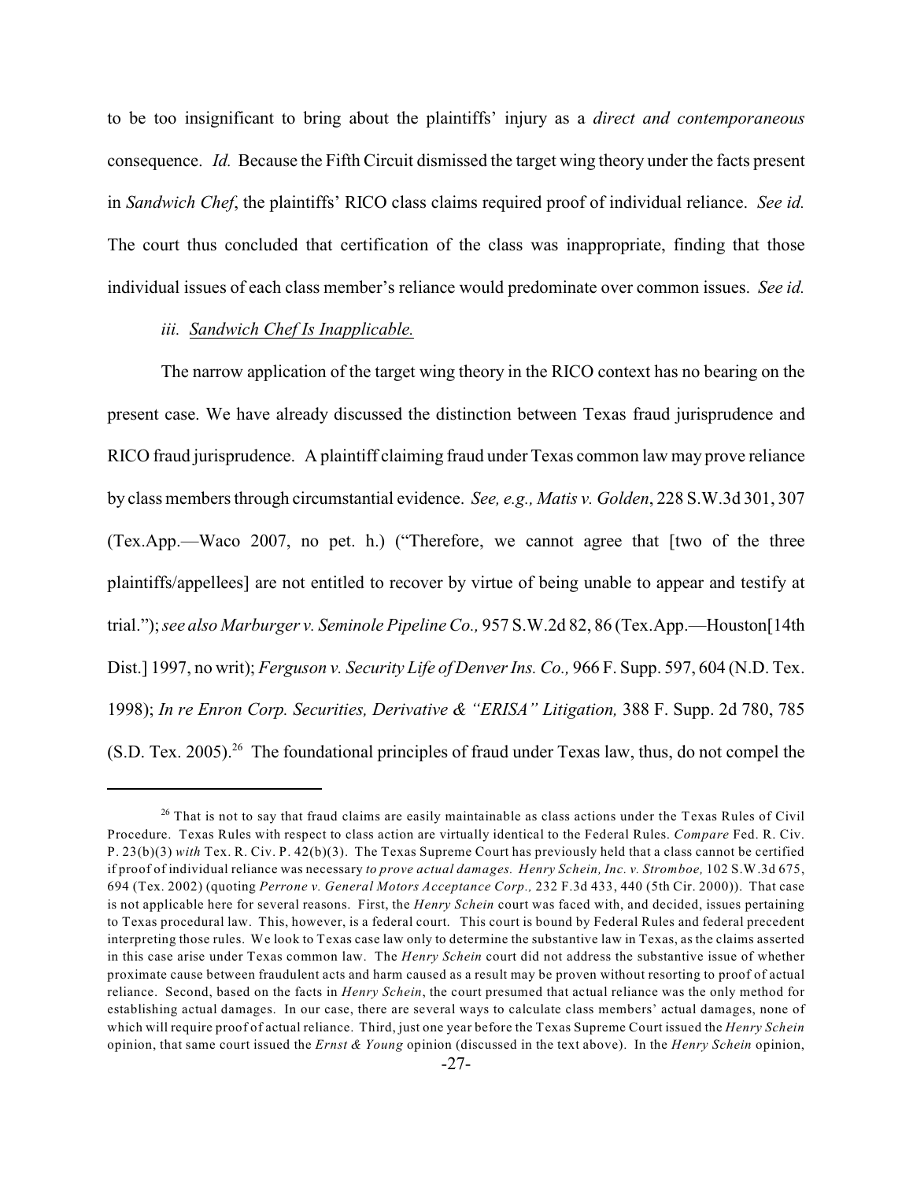to be too insignificant to bring about the plaintiffs' injury as a *direct and contemporaneous* consequence. *Id.* Because the Fifth Circuit dismissed the target wing theory under the facts present in *Sandwich Chef*, the plaintiffs' RICO class claims required proof of individual reliance. *See id.* The court thus concluded that certification of the class was inappropriate, finding that those individual issues of each class member's reliance would predominate over common issues. *See id.*

*iii.* *Sandwich Chef Is Inapplicable.*

The narrow application of the target wing theory in the RICO context has no bearing on the present case. We have already discussed the distinction between Texas fraud jurisprudence and RICO fraud jurisprudence. A plaintiff claiming fraud under Texas common law may prove reliance by class members through circumstantial evidence. *See, e.g., Matis v. Golden*, 228 S.W.3d 301, 307 (Tex.App.—Waco 2007, no pet. h.) ("Therefore, we cannot agree that [two of the three plaintiffs/appellees] are not entitled to recover by virtue of being unable to appear and testify at trial."); *see also Marburger v. Seminole Pipeline Co.,* 957 S.W.2d 82, 86 (Tex.App.—Houston[14th Dist.] 1997, no writ); *Ferguson v. Security Life of Denver Ins. Co.,* 966 F. Supp. 597, 604 (N.D. Tex. 1998); *In re Enron Corp. Securities, Derivative & "ERISA" Litigation,* 388 F. Supp. 2d 780, 785 (S.D. Tex. 2005).[26] The foundational principles of fraud under Texas law, thus, do not compel the

[26] That is not to say that fraud claims are easily maintainable as class actions under the Texas Rules of Civil Procedure. Texas Rules with respect to class action are virtually identical to the Federal Rules. *Compare* Fed. R. Civ. P. 23(b)(3) *with* Tex. R. Civ. P. 42(b)(3). The Texas Supreme Court has previously held that a class cannot be certified if proof of individual reliance was necessary *to prove actual damages. Henry Schein, Inc. v. Stromboe,* 102 S.W.3d 675, 694 (Tex. 2002) (quoting *Perrone v. General Motors Acceptance Corp.,* 232 F.3d 433, 440 (5th Cir. 2000)). That case is not applicable here for several reasons. First, the *Henry Schein* court was faced with, and decided, issues pertaining to Texas procedural law. This, however, is a federal court. This court is bound by Federal Rules and federal precedent interpreting those rules. We look to Texas case law only to determine the substantive law in Texas, as the claims asserted in this case arise under Texas common law. The *Henry Schein* court did not address the substantive issue of whether proximate cause between fraudulent acts and harm caused as a result may be proven without resorting to proof of actual reliance. Second, based on the facts in *Henry Schein*, the court presumed that actual reliance was the only method for establishing actual damages. In our case, there are several ways to calculate class members' actual damages, none of which will require proof of actual reliance. Third, just one year before the Texas Supreme Court issued the *Henry Schein* opinion, that same court issued the *Ernst & Young* opinion (discussed in the text above). In the *Henry Schein* opinion,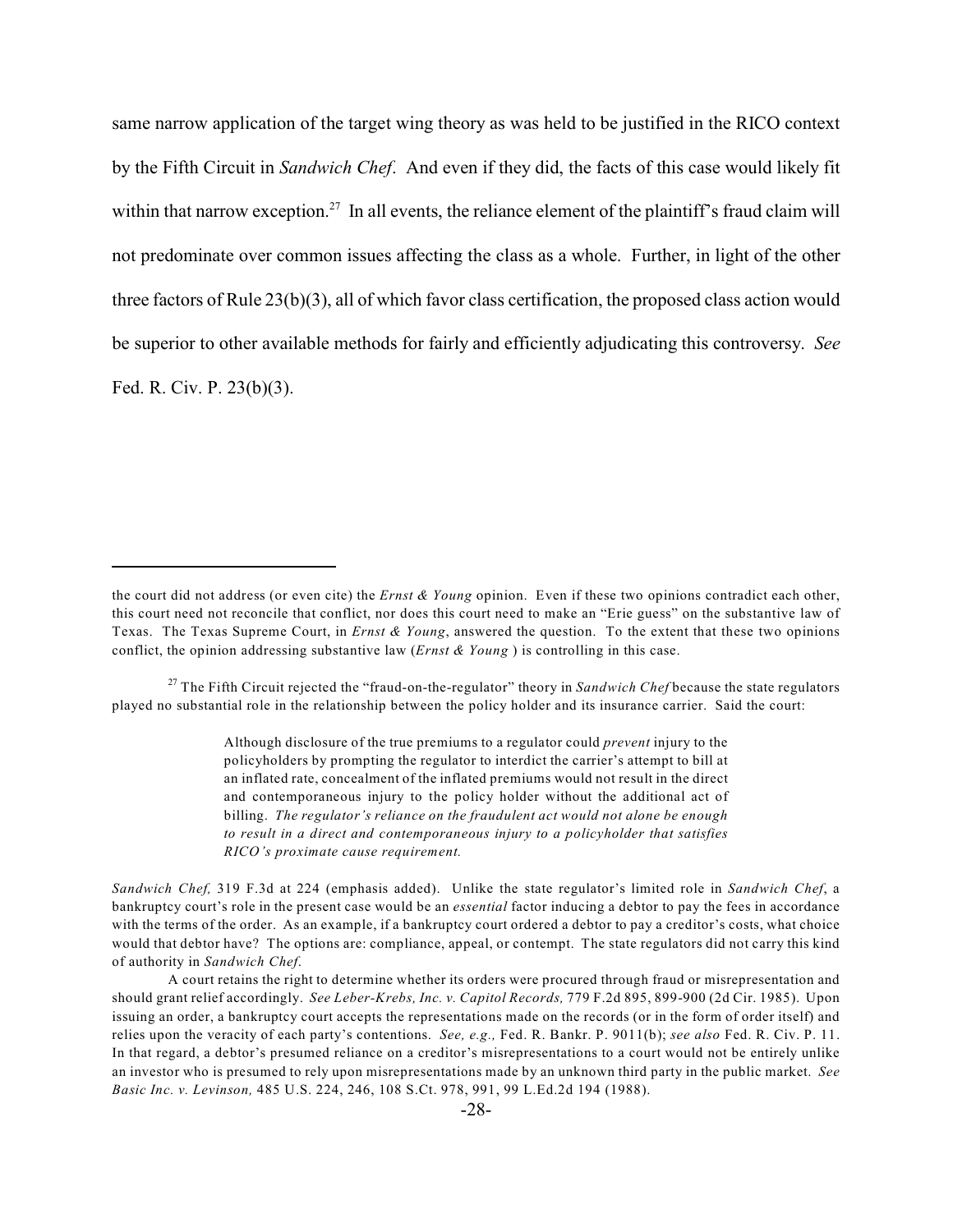same narrow application of the target wing theory as was held to be justified in the RICO context by the Fifth Circuit in *Sandwich Chef*. And even if they did, the facts of this case would likely fit within that narrow exception.[27] In all events, the reliance element of the plaintiff's fraud claim will not predominate over common issues affecting the class as a whole. Further, in light of the other three factors of Rule 23(b)(3), all of which favor class certification, the proposed class action would be superior to other available methods for fairly and efficiently adjudicating this controversy. *See* Fed. R. Civ. P. 23(b)(3).

---

the court did not address (or even cite) the *Ernst & Young* opinion. Even if these two opinions contradict each other, this court need not reconcile that conflict, nor does this court need to make an "Erie guess" on the substantive law of Texas. The Texas Supreme Court, in *Ernst & Young*, answered the question. To the extent that these two opinions conflict, the opinion addressing substantive law (*Ernst & Young* ) is controlling in this case.

[27] The Fifth Circuit rejected the "fraud-on-the-regulator" theory in *Sandwich Chef* because the state regulators played no substantial role in the relationship between the policy holder and its insurance carrier. Said the court:

> Although disclosure of the true premiums to a regulator could *prevent* injury to the policyholders by prompting the regulator to interdict the carrier's attempt to bill at an inflated rate, concealment of the inflated premiums would not result in the direct and contemporaneous injury to the policy holder without the additional act of billing. *The regulator's reliance on the fraudulent act would not alone be enough to result in a direct and contemporaneous injury to a policyholder that satisfies RICO's proximate cause requirement.*

*Sandwich Chef,* 319 F.3d at 224 (emphasis added). Unlike the state regulator's limited role in *Sandwich Chef*, a bankruptcy court's role in the present case would be an *essential* factor inducing a debtor to pay the fees in accordance with the terms of the order. As an example, if a bankruptcy court ordered a debtor to pay a creditor's costs, what choice would that debtor have? The options are: compliance, appeal, or contempt. The state regulators did not carry this kind of authority in *Sandwich Chef*.

A court retains the right to determine whether its orders were procured through fraud or misrepresentation and should grant relief accordingly. *See Leber-Krebs, Inc. v. Capitol Records,* 779 F.2d 895, 899-900 (2d Cir. 1985). Upon issuing an order, a bankruptcy court accepts the representations made on the records (or in the form of order itself) and relies upon the veracity of each party's contentions. *See, e.g.,* Fed. R. Bankr. P. 9011(b); *see also* Fed. R. Civ. P. 11. In that regard, a debtor's presumed reliance on a creditor's misrepresentations to a court would not be entirely unlike an investor who is presumed to rely upon misrepresentations made by an unknown third party in the public market. *See Basic Inc. v. Levinson,* 485 U.S. 224, 246, 108 S.Ct. 978, 991, 99 L.Ed.2d 194 (1988).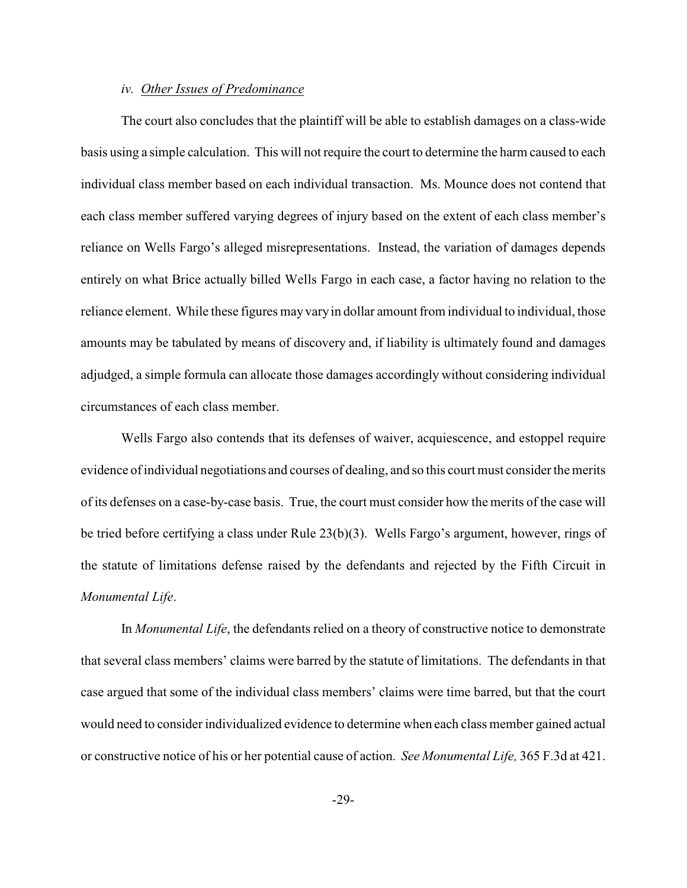*iv. Other Issues of Predominance*

The court also concludes that the plaintiff will be able to establish damages on a class-wide basis using a simple calculation. This will not require the court to determine the harm caused to each individual class member based on each individual transaction. Ms. Mounce does not contend that each class member suffered varying degrees of injury based on the extent of each class member's reliance on Wells Fargo's alleged misrepresentations. Instead, the variation of damages depends entirely on what Brice actually billed Wells Fargo in each case, a factor having no relation to the reliance element. While these figures may vary in dollar amount from individual to individual, those amounts may be tabulated by means of discovery and, if liability is ultimately found and damages adjudged, a simple formula can allocate those damages accordingly without considering individual circumstances of each class member.

Wells Fargo also contends that its defenses of waiver, acquiescence, and estoppel require evidence of individual negotiations and courses of dealing, and so this court must consider the merits of its defenses on a case-by-case basis. True, the court must consider how the merits of the case will be tried before certifying a class under Rule 23(b)(3). Wells Fargo's argument, however, rings of the statute of limitations defense raised by the defendants and rejected by the Fifth Circuit in *Monumental Life*.

In *Monumental Life*, the defendants relied on a theory of constructive notice to demonstrate that several class members' claims were barred by the statute of limitations. The defendants in that case argued that some of the individual class members' claims were time barred, but that the court would need to consider individualized evidence to determine when each class member gained actual or constructive notice of his or her potential cause of action. *See Monumental Life,* 365 F.3d at 421.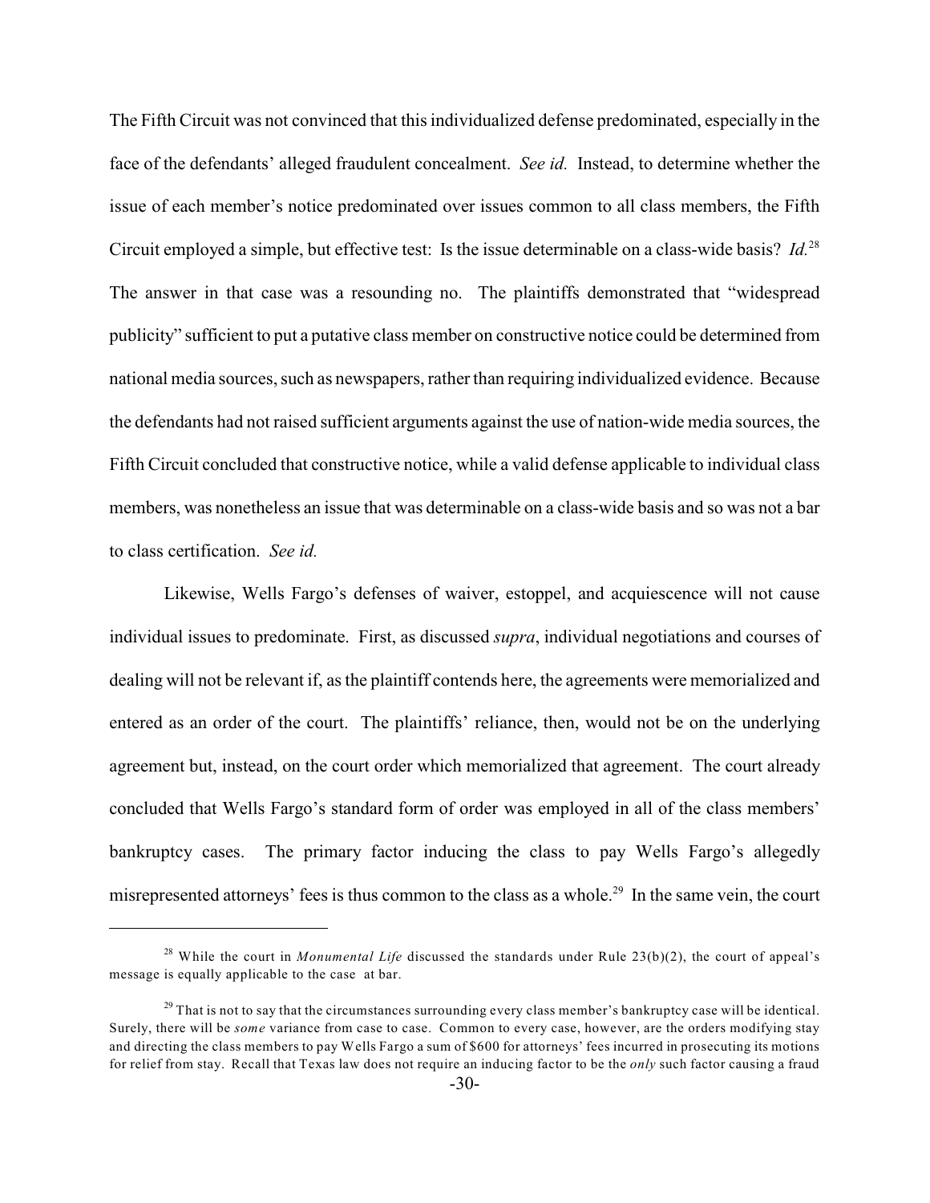The Fifth Circuit was not convinced that this individualized defense predominated, especially in the face of the defendants' alleged fraudulent concealment. *See id.* Instead, to determine whether the issue of each member's notice predominated over issues common to all class members, the Fifth Circuit employed a simple, but effective test: Is the issue determinable on a class-wide basis? *Id.*[28] The answer in that case was a resounding no. The plaintiffs demonstrated that "widespread publicity" sufficient to put a putative class member on constructive notice could be determined from national media sources, such as newspapers, rather than requiring individualized evidence. Because the defendants had not raised sufficient arguments against the use of nation-wide media sources, the Fifth Circuit concluded that constructive notice, while a valid defense applicable to individual class members, was nonetheless an issue that was determinable on a class-wide basis and so was not a bar to class certification. *See id.*

Likewise, Wells Fargo's defenses of waiver, estoppel, and acquiescence will not cause individual issues to predominate. First, as discussed *supra*, individual negotiations and courses of dealing will not be relevant if, as the plaintiff contends here, the agreements were memorialized and entered as an order of the court. The plaintiffs' reliance, then, would not be on the underlying agreement but, instead, on the court order which memorialized that agreement. The court already concluded that Wells Fargo's standard form of order was employed in all of the class members' bankruptcy cases. The primary factor inducing the class to pay Wells Fargo's allegedly misrepresented attorneys' fees is thus common to the class as a whole.[29] In the same vein, the court

---

[28] While the court in *Monumental Life* discussed the standards under Rule 23(b)(2), the court of appeal's message is equally applicable to the case at bar.

[29] That is not to say that the circumstances surrounding every class member's bankruptcy case will be identical. Surely, there will be *some* variance from case to case. Common to every case, however, are the orders modifying stay and directing the class members to pay Wells Fargo a sum of $600 for attorneys' fees incurred in prosecuting its motions for relief from stay. Recall that Texas law does not require an inducing factor to be the *only* such factor causing a fraud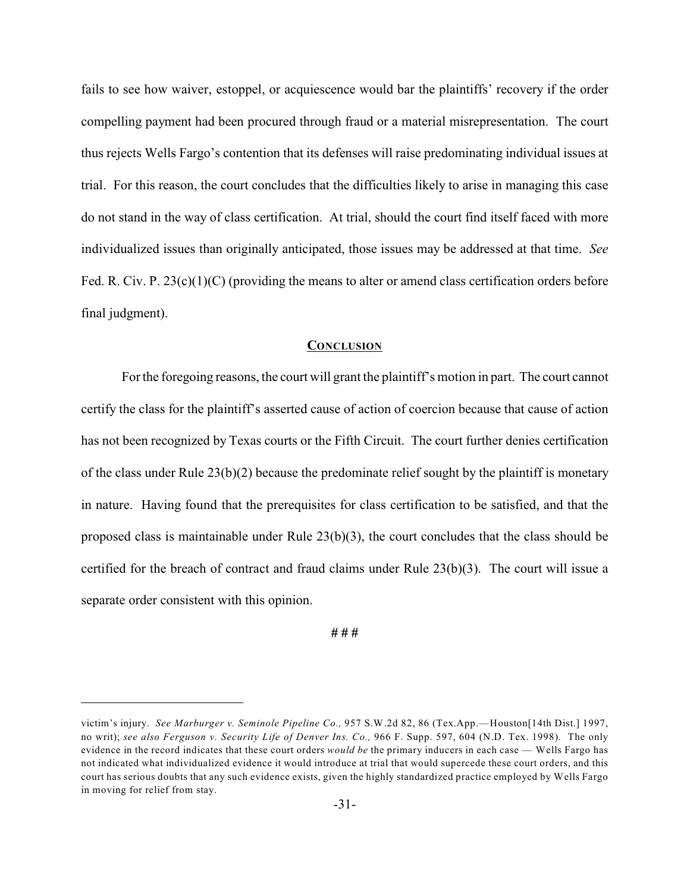fails to see how waiver, estoppel, or acquiescence would bar the plaintiffs' recovery if the order compelling payment had been procured through fraud or a material misrepresentation. The court thus rejects Wells Fargo's contention that its defenses will raise predominating individual issues at trial. For this reason, the court concludes that the difficulties likely to arise in managing this case do not stand in the way of class certification. At trial, should the court find itself faced with more individualized issues than originally anticipated, those issues may be addressed at that time. *See* Fed. R. Civ. P. 23(c)(1)(C) (providing the means to alter or amend class certification orders before final judgment).

## CONCLUSION

For the foregoing reasons, the court will grant the plaintiff's motion in part. The court cannot certify the class for the plaintiff's asserted cause of action of coercion because that cause of action has not been recognized by Texas courts or the Fifth Circuit. The court further denies certification of the class under Rule 23(b)(2) because the predominate relief sought by the plaintiff is monetary in nature. Having found that the prerequisites for class certification to be satisfied, and that the proposed class is maintainable under Rule 23(b)(3), the court concludes that the class should be certified for the breach of contract and fraud claims under Rule 23(b)(3). The court will issue a separate order consistent with this opinion.

# # #

---

victim's injury. *See Marburger v. Seminole Pipeline Co.,* 957 S.W.2d 82, 86 (Tex.App.—Houston[14th Dist.] 1997, no writ); *see also Ferguson v. Security Life of Denver Ins. Co.,* 966 F. Supp. 597, 604 (N.D. Tex. 1998). The only evidence in the record indicates that these court orders *would be* the primary inducers in each case — Wells Fargo has not indicated what individualized evidence it would introduce at trial that would supercede these court orders, and this court has serious doubts that any such evidence exists, given the highly standardized practice employed by Wells Fargo in moving for relief from stay.